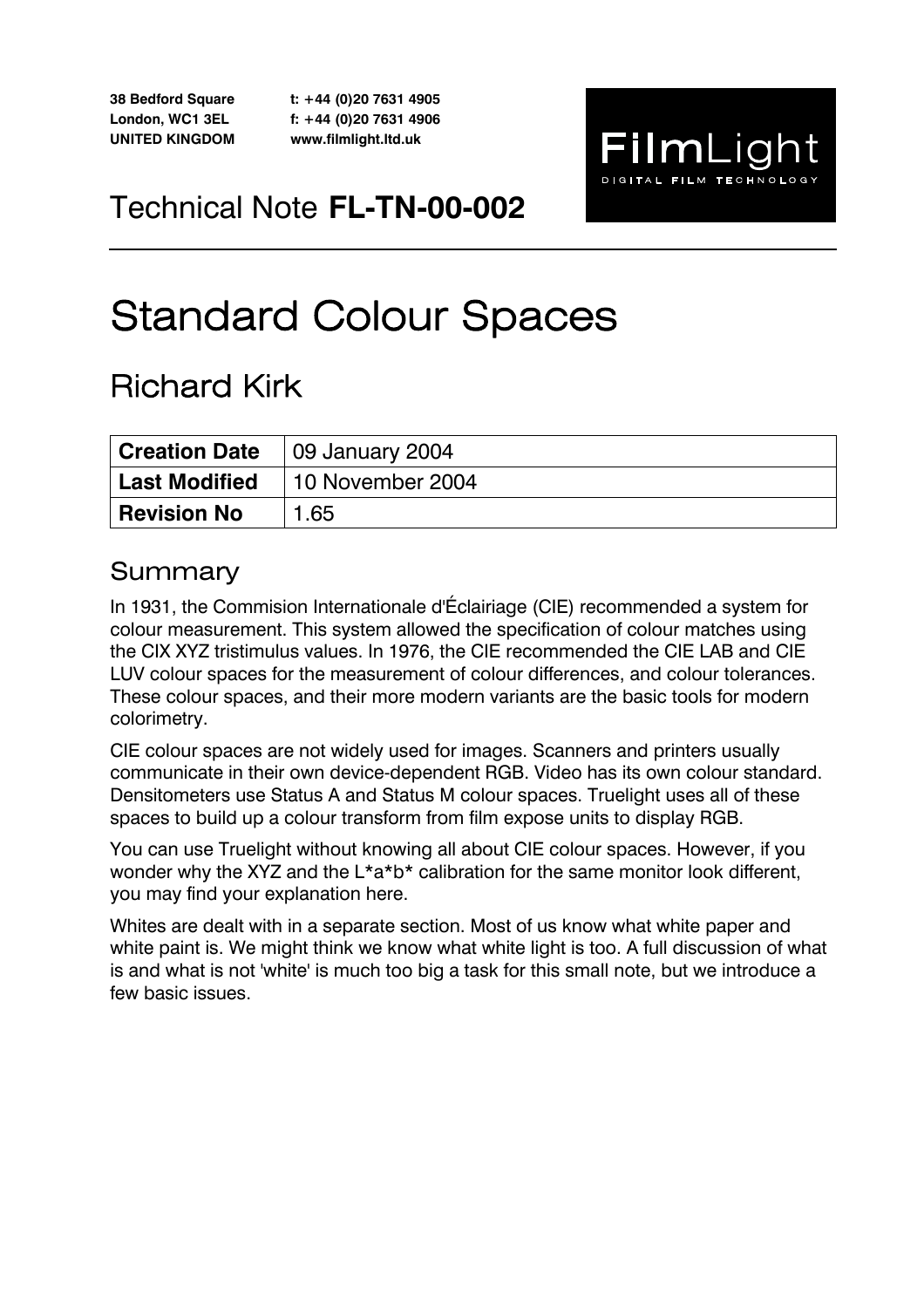38 Bedford Square
London, WC1 3EL
UNITED KINGDOM

t: +44 (0)20 7631 4905
f: +44 (0)20 7631 4906
www.filmlight.ltd.uk

FilmLight
DIGITAL FILM TECHNOLOGY

Technical Note **FL-TN-00-002**

# Standard Colour Spaces

## Richard Kirk

| **Creation Date** | 09 January 2004 |
|---|---|
| **Last Modified** | 10 November 2004 |
| **Revision No** | 1.65 |

## Summary

In 1931, the Commision Internationale d'Éclairiage (CIE) recommended a system for colour measurement. This system allowed the specification of colour matches using the CIX XYZ tristimulus values. In 1976, the CIE recommended the CIE LAB and CIE LUV colour spaces for the measurement of colour differences, and colour tolerances. These colour spaces, and their more modern variants are the basic tools for modern colorimetry.

CIE colour spaces are not widely used for images. Scanners and printers usually communicate in their own device-dependent RGB. Video has its own colour standard. Densitometers use Status A and Status M colour spaces. Truelight uses all of these spaces to build up a colour transform from film expose units to display RGB.

You can use Truelight without knowing all about CIE colour spaces. However, if you wonder why the XYZ and the L*a*b* calibration for the same monitor look different, you may find your explanation here.

Whites are dealt with in a separate section. Most of us know what white paper and white paint is. We might think we know what white light is too. A full discussion of what is and what is not 'white' is much too big a task for this small note, but we introduce a few basic issues.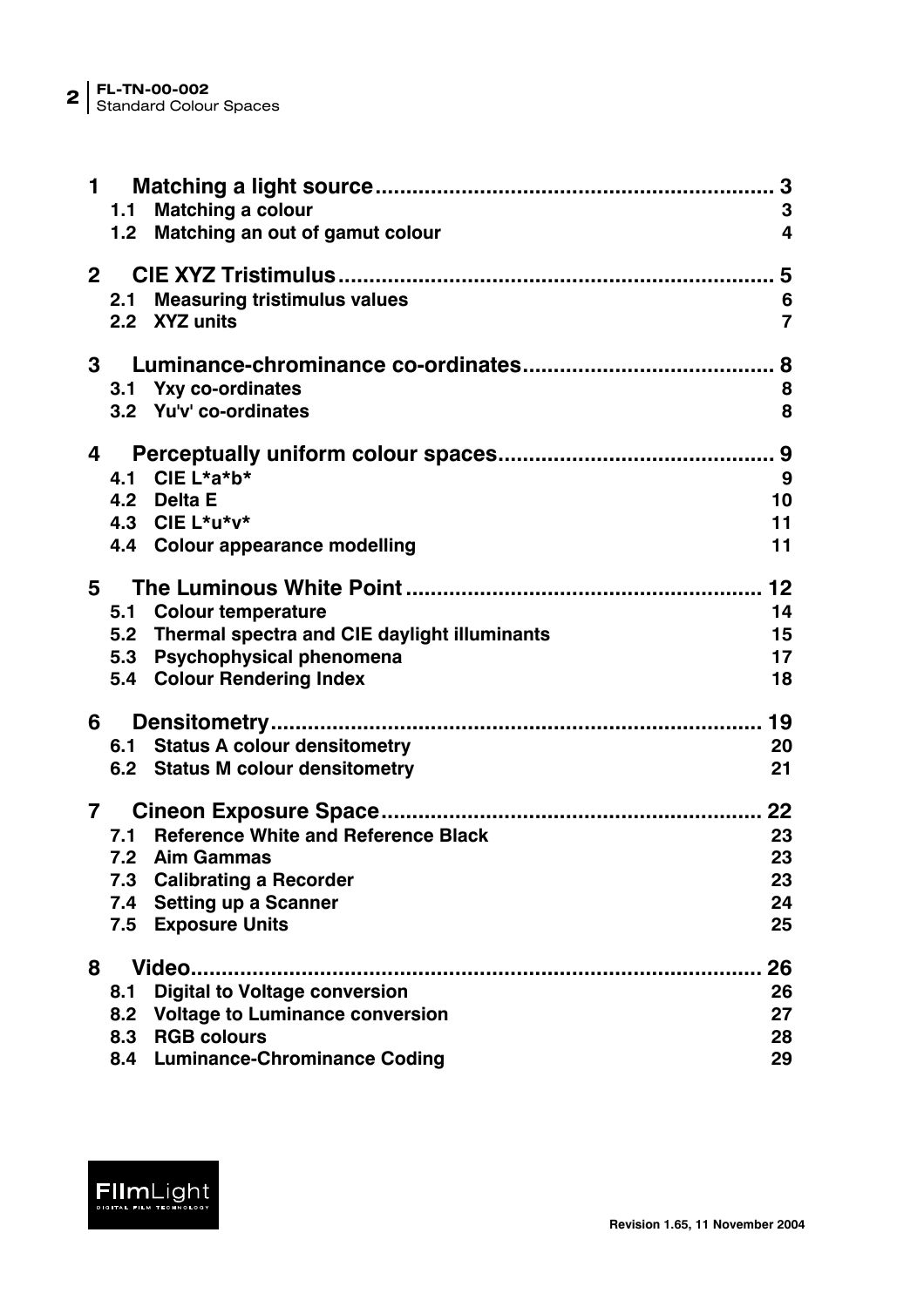| | | |
|---|---|---|
| **1** | **Matching a light source** | **3** |
| 1.1 | Matching a colour | 3 |
| 1.2 | Matching an out of gamut colour | 4 |
| **2** | **CIE XYZ Tristimulus** | **5** |
| 2.1 | Measuring tristimulus values | 6 |
| 2.2 | XYZ units | 7 |
| **3** | **Luminance-chrominance co-ordinates** | **8** |
| 3.1 | Yxy co-ordinates | 8 |
| 3.2 | Yu'v' co-ordinates | 8 |
| **4** | **Perceptually uniform colour spaces** | **9** |
| 4.1 | CIE L*a*b* | 9 |
| 4.2 | Delta E | 10 |
| 4.3 | CIE L*u*v* | 11 |
| 4.4 | Colour appearance modelling | 11 |
| **5** | **The Luminous White Point** | **12** |
| 5.1 | Colour temperature | 14 |
| 5.2 | Thermal spectra and CIE daylight illuminants | 15 |
| 5.3 | Psychophysical phenomena | 17 |
| 5.4 | Colour Rendering Index | 18 |
| **6** | **Densitometry** | **19** |
| 6.1 | Status A colour densitometry | 20 |
| 6.2 | Status M colour densitometry | 21 |
| **7** | **Cineon Exposure Space** | **22** |
| 7.1 | Reference White and Reference Black | 23 |
| 7.2 | Aim Gammas | 23 |
| 7.3 | Calibrating a Recorder | 23 |
| 7.4 | Setting up a Scanner | 24 |
| 7.5 | Exposure Units | 25 |
| **8** | **Video** | **26** |
| 8.1 | Digital to Voltage conversion | 26 |
| 8.2 | Voltage to Luminance conversion | 27 |
| 8.3 | RGB colours | 28 |
| 8.4 | Luminance-Chrominance Coding | 29 |

Revision 1.65, 11 November 2004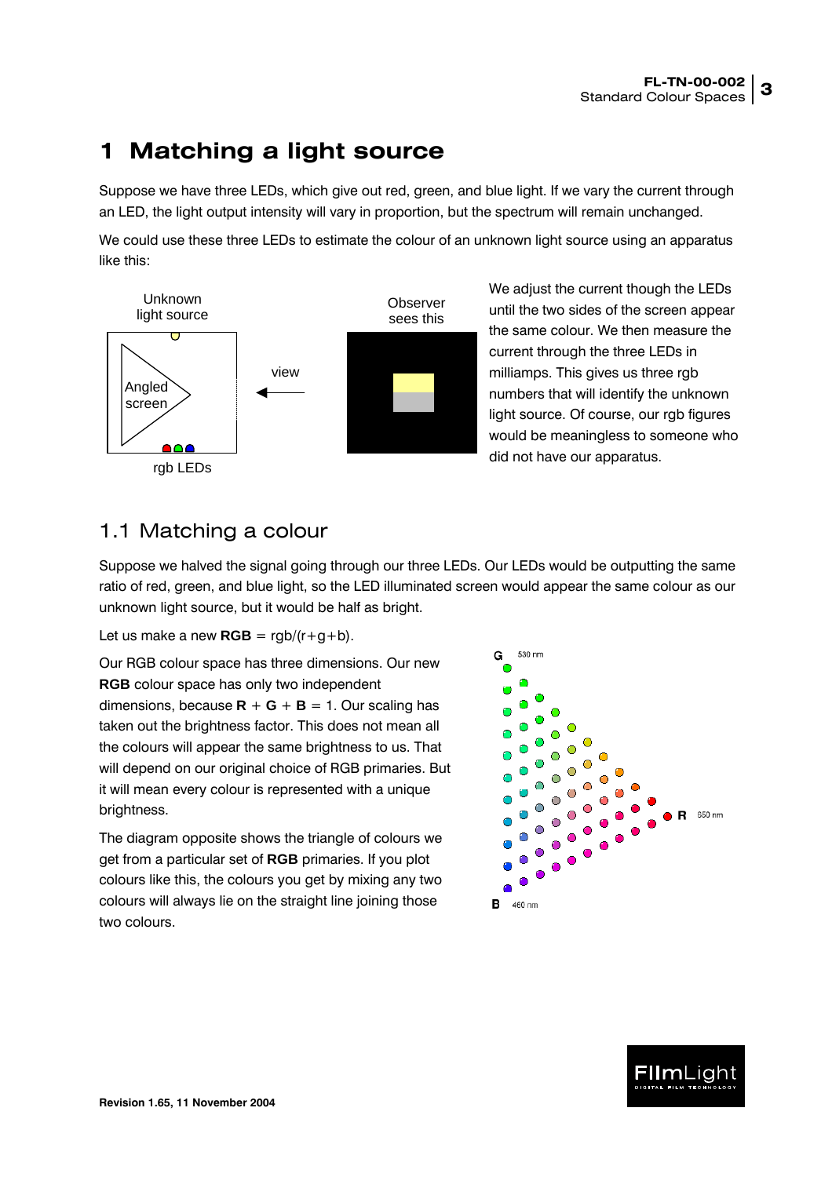# 1 Matching a light source

Suppose we have three LEDs, which give out red, green, and blue light. If we vary the current through an LED, the light output intensity will vary in proportion, but the spectrum will remain unchanged.

We could use these three LEDs to estimate the colour of an unknown light source using an apparatus like this:

We adjust the current though the LEDs until the two sides of the screen appear the same colour. We then measure the current through the three LEDs in milliamps. This gives us three rgb numbers that will identify the unknown light source. Of course, our rgb figures would be meaningless to someone who did not have our apparatus.

## 1.1 Matching a colour

Suppose we halved the signal going through our three LEDs. Our LEDs would be outputting the same ratio of red, green, and blue light, so the LED illuminated screen would appear the same colour as our unknown light source, but it would be half as bright.

Let us make a new **RGB** = rgb/(r+g+b).

Our RGB colour space has three dimensions. Our new **RGB** colour space has only two independent dimensions, because **R** + **G** + **B** = 1. Our scaling has taken out the brightness factor. This does not mean all the colours will appear the same brightness to us. That will depend on our original choice of RGB primaries. But it will mean every colour is represented with a unique brightness.

The diagram opposite shows the triangle of colours we get from a particular set of **RGB** primaries. If you plot colours like this, the colours you get by mixing any two colours will always lie on the straight line joining those two colours.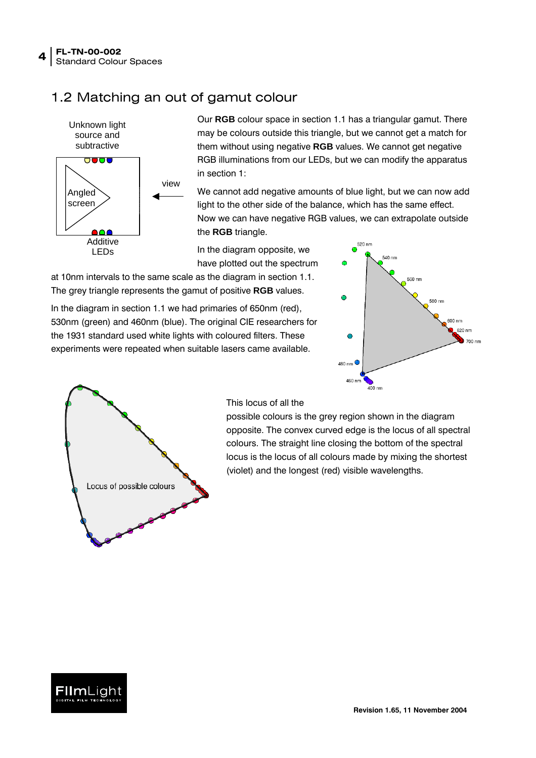## 1.2 Matching an out of gamut colour

Unknown light source and subtractive

Angled screen

view

Additive LEDs

Our **RGB** colour space in section 1.1 has a triangular gamut. There may be colours outside this triangle, but we cannot get a match for them without using negative **RGB** values. We cannot get negative RGB illuminations from our LEDs, but we can modify the apparatus in section 1:

We cannot add negative amounts of blue light, but we can now add light to the other side of the balance, which has the same effect. Now we can have negative RGB values, we can extrapolate outside the **RGB** triangle.

In the diagram opposite, we have plotted out the spectrum at 10nm intervals to the same scale as the diagram in section 1.1. The grey triangle represents the gamut of positive **RGB** values.

In the diagram in section 1.1 we had primaries of 650nm (red), 530nm (green) and 460nm (blue). The original CIE researchers for the 1931 standard used white lights with coloured filters. These experiments were repeated when suitable lasers came available.

520 nm, 540 nm, 560 nm, 580 nm, 600 nm, 620 nm, 700 nm, 480 nm, 460 nm, 400 nm

Locus of possible colours

This locus of all the possible colours is the grey region shown in the diagram opposite. The convex curved edge is the locus of all spectral colours. The straight line closing the bottom of the spectral locus is the locus of all colours made by mixing the shortest (violet) and the longest (red) visible wavelengths.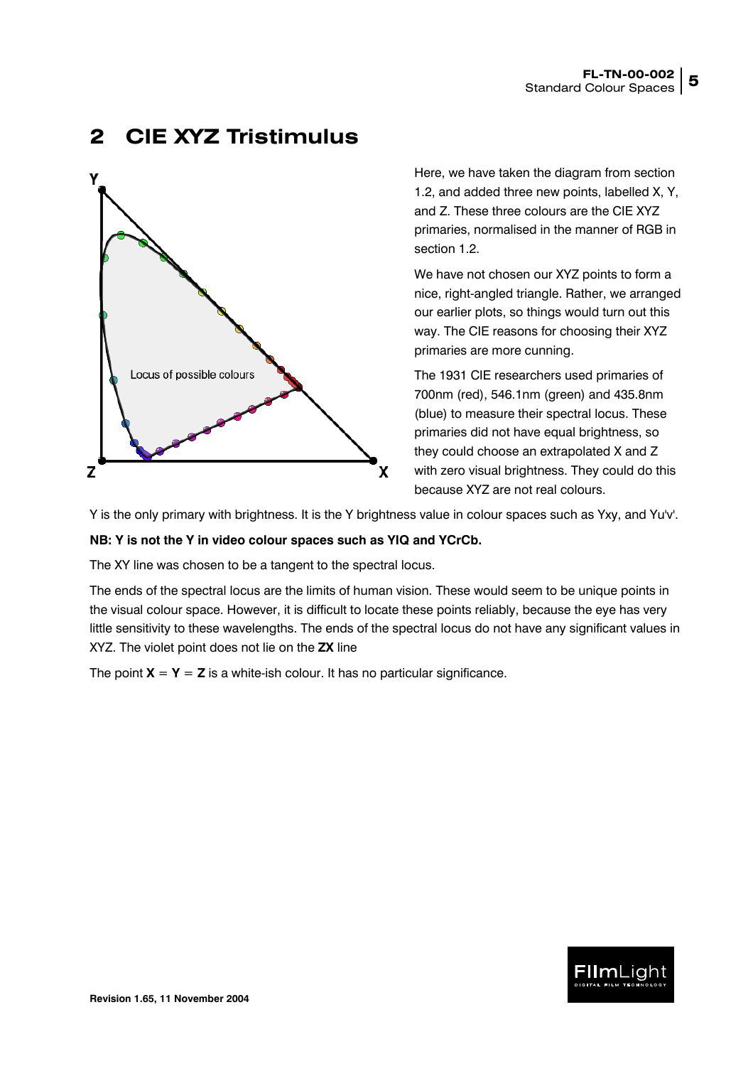# 2 CIE XYZ Tristimulus

Here, we have taken the diagram from section 1.2, and added three new points, labelled X, Y, and Z. These three colours are the CIE XYZ primaries, normalised in the manner of RGB in section 1.2.

We have not chosen our XYZ points to form a nice, right-angled triangle. Rather, we arranged our earlier plots, so things would turn out this way. The CIE reasons for choosing their XYZ primaries are more cunning.

The 1931 CIE researchers used primaries of 700nm (red), 546.1nm (green) and 435.8nm (blue) to measure their spectral locus. These primaries did not have equal brightness, so they could choose an extrapolated X and Z with zero visual brightness. They could do this because XYZ are not real colours.

Y is the only primary with brightness. It is the Y brightness value in colour spaces such as Yxy, and Yu'v'.

**NB: Y is not the Y in video colour spaces such as YIQ and YCrCb.**

The XY line was chosen to be a tangent to the spectral locus.

The ends of the spectral locus are the limits of human vision. These would seem to be unique points in the visual colour space. However, it is difficult to locate these points reliably, because the eye has very little sensitivity to these wavelengths. The ends of the spectral locus do not have any significant values in XYZ. The violet point does not lie on the **ZX** line

The point **X** = **Y** = **Z** is a white-ish colour. It has no particular significance.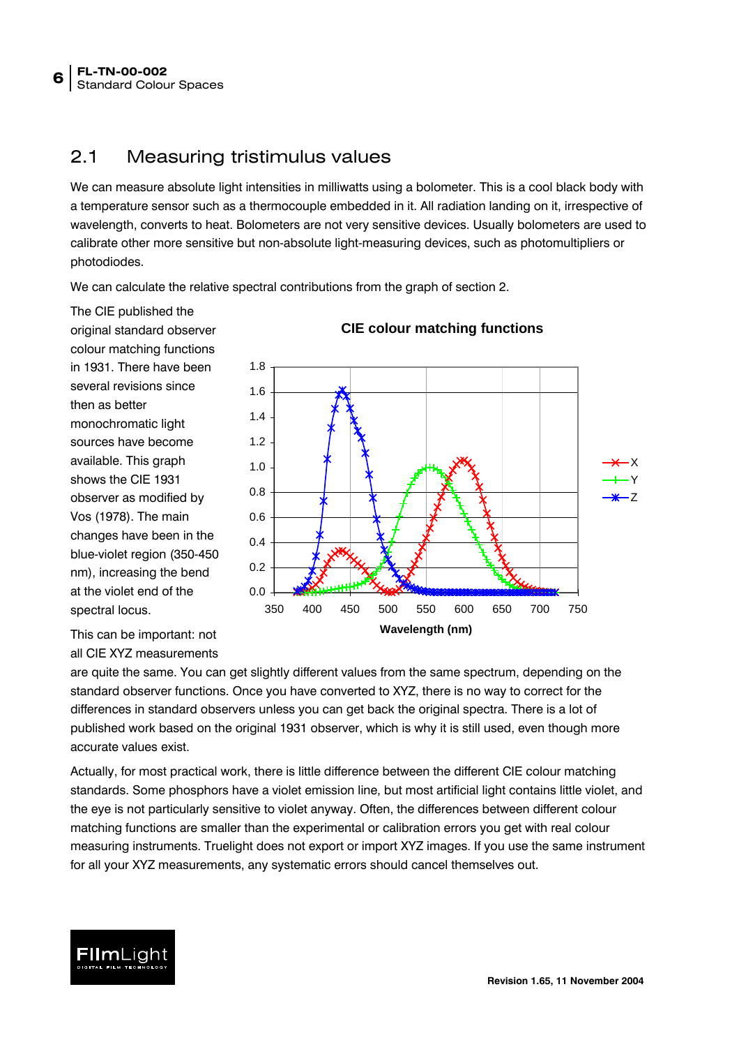## 2.1 Measuring tristimulus values

We can measure absolute light intensities in milliwatts using a bolometer. This is a cool black body with a temperature sensor such as a thermocouple embedded in it. All radiation landing on it, irrespective of wavelength, converts to heat. Bolometers are not very sensitive devices. Usually bolometers are used to calibrate other more sensitive but non-absolute light-measuring devices, such as photomultipliers or photodiodes.

We can calculate the relative spectral contributions from the graph of section 2.

The CIE published the original standard observer colour matching functions in 1931. There have been several revisions since then as better monochromatic light sources have become available. This graph shows the CIE 1931 observer as modified by Vos (1978). The main changes have been in the blue-violet region (350-450 nm), increasing the bend at the violet end of the spectral locus.

This can be important: not all CIE XYZ measurements are quite the same. You can get slightly different values from the same spectrum, depending on the standard observer functions. Once you have converted to XYZ, there is no way to correct for the differences in standard observers unless you can get back the original spectra. There is a lot of published work based on the original 1931 observer, which is why it is still used, even though more accurate values exist.

Actually, for most practical work, there is little difference between the different CIE colour matching standards. Some phosphors have a violet emission line, but most artificial light contains little violet, and the eye is not particularly sensitive to violet anyway. Often, the differences between different colour matching functions are smaller than the experimental or calibration errors you get with real colour measuring instruments. Truelight does not export or import XYZ images. If you use the same instrument for all your XYZ measurements, any systematic errors should cancel themselves out.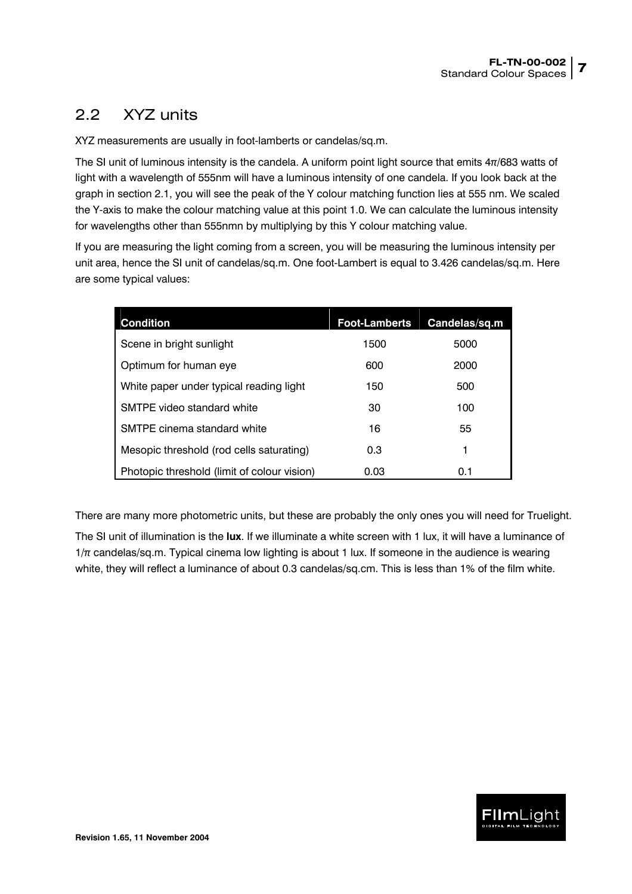## 2.2 XYZ units

XYZ measurements are usually in foot-lamberts or candelas/sq.m.

The SI unit of luminous intensity is the candela. A uniform point light source that emits $4\pi/683$ watts of light with a wavelength of 555nm will have a luminous intensity of one candela. If you look back at the graph in section 2.1, you will see the peak of the Y colour matching function lies at 555 nm. We scaled the Y-axis to make the colour matching value at this point 1.0. We can calculate the luminous intensity for wavelengths other than 555nmn by multiplying by this Y colour matching value.

If you are measuring the light coming from a screen, you will be measuring the luminous intensity per unit area, hence the SI unit of candelas/sq.m. One foot-Lambert is equal to 3.426 candelas/sq.m. Here are some typical values:

| Condition | Foot-Lamberts | Candelas/sq.m |
|---|---|---|
| Scene in bright sunlight | 1500 | 5000 |
| Optimum for human eye | 600 | 2000 |
| White paper under typical reading light | 150 | 500 |
| SMTPE video standard white | 30 | 100 |
| SMTPE cinema standard white | 16 | 55 |
| Mesopic threshold (rod cells saturating) | 0.3 | 1 |
| Photopic threshold (limit of colour vision) | 0.03 | 0.1 |

There are many more photometric units, but these are probably the only ones you will need for Truelight.

The SI unit of illumination is the **lux**. If we illuminate a white screen with 1 lux, it will have a luminance of $1/\pi$ candelas/sq.m. Typical cinema low lighting is about 1 lux. If someone in the audience is wearing white, they will reflect a luminance of about 0.3 candelas/sq.cm. This is less than 1% of the film white.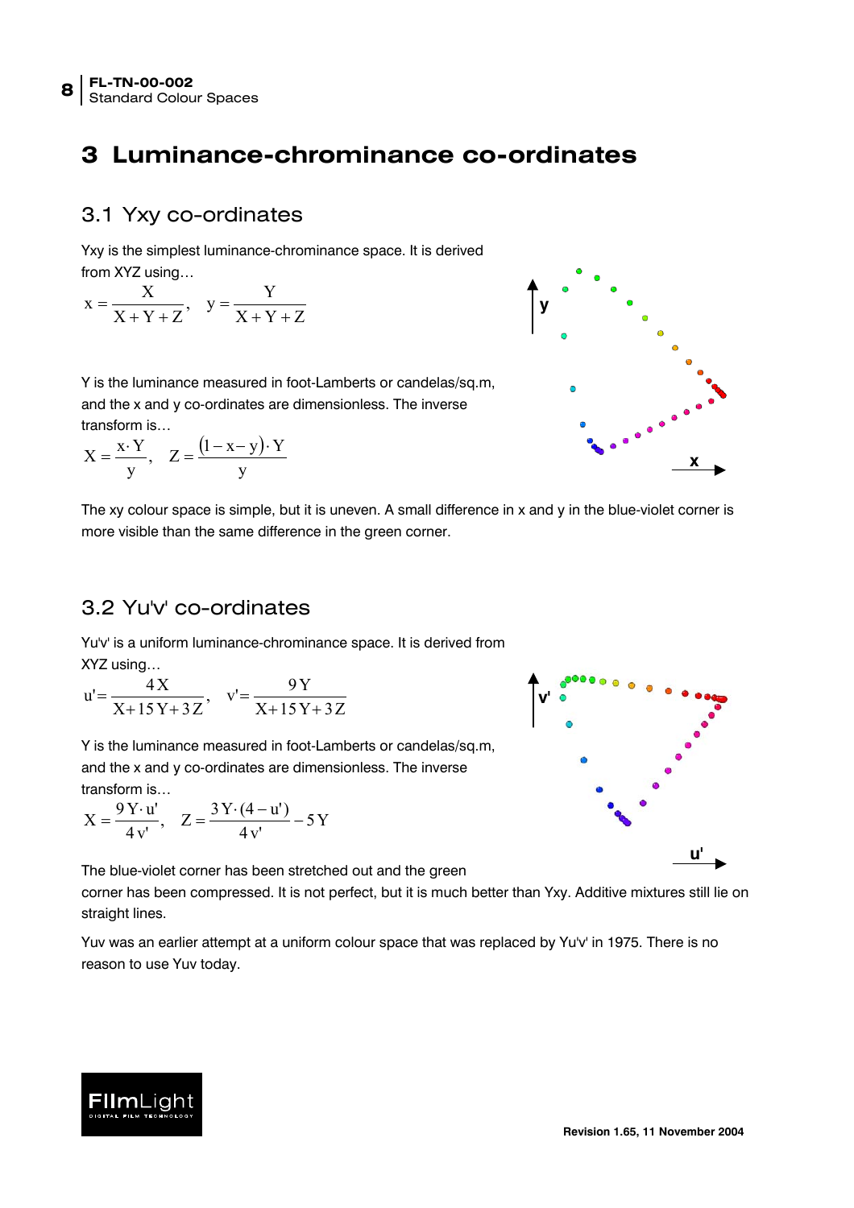# 3 Luminance-chrominance co-ordinates

## 3.1 Yxy co-ordinates

Yxy is the simplest luminance-chrominance space. It is derived from XYZ using…

$$x = \frac{X}{X+Y+Z}, \quad y = \frac{Y}{X+Y+Z}$$

Y is the luminance measured in foot-Lamberts or candelas/sq.m, and the x and y co-ordinates are dimensionless. The inverse transform is…

$$X = \frac{x \cdot Y}{y}, \quad Z = \frac{(1-x-y)\cdot Y}{y}$$

The xy colour space is simple, but it is uneven. A small difference in x and y in the blue-violet corner is more visible than the same difference in the green corner.

## 3.2 Yu'v' co-ordinates

Yu'v' is a uniform luminance-chrominance space. It is derived from XYZ using…

$$u' = \frac{4X}{X+15Y+3Z}, \quad v' = \frac{9Y}{X+15Y+3Z}$$

Y is the luminance measured in foot-Lamberts or candelas/sq.m, and the x and y co-ordinates are dimensionless. The inverse transform is…

$$X = \frac{9Y \cdot u'}{4v'}, \quad Z = \frac{3Y \cdot (4-u')}{4v'} - 5Y$$

The blue-violet corner has been stretched out and the green corner has been compressed. It is not perfect, but it is much better than Yxy. Additive mixtures still lie on straight lines.

Yuv was an earlier attempt at a uniform colour space that was replaced by Yu'v' in 1975. There is no reason to use Yuv today.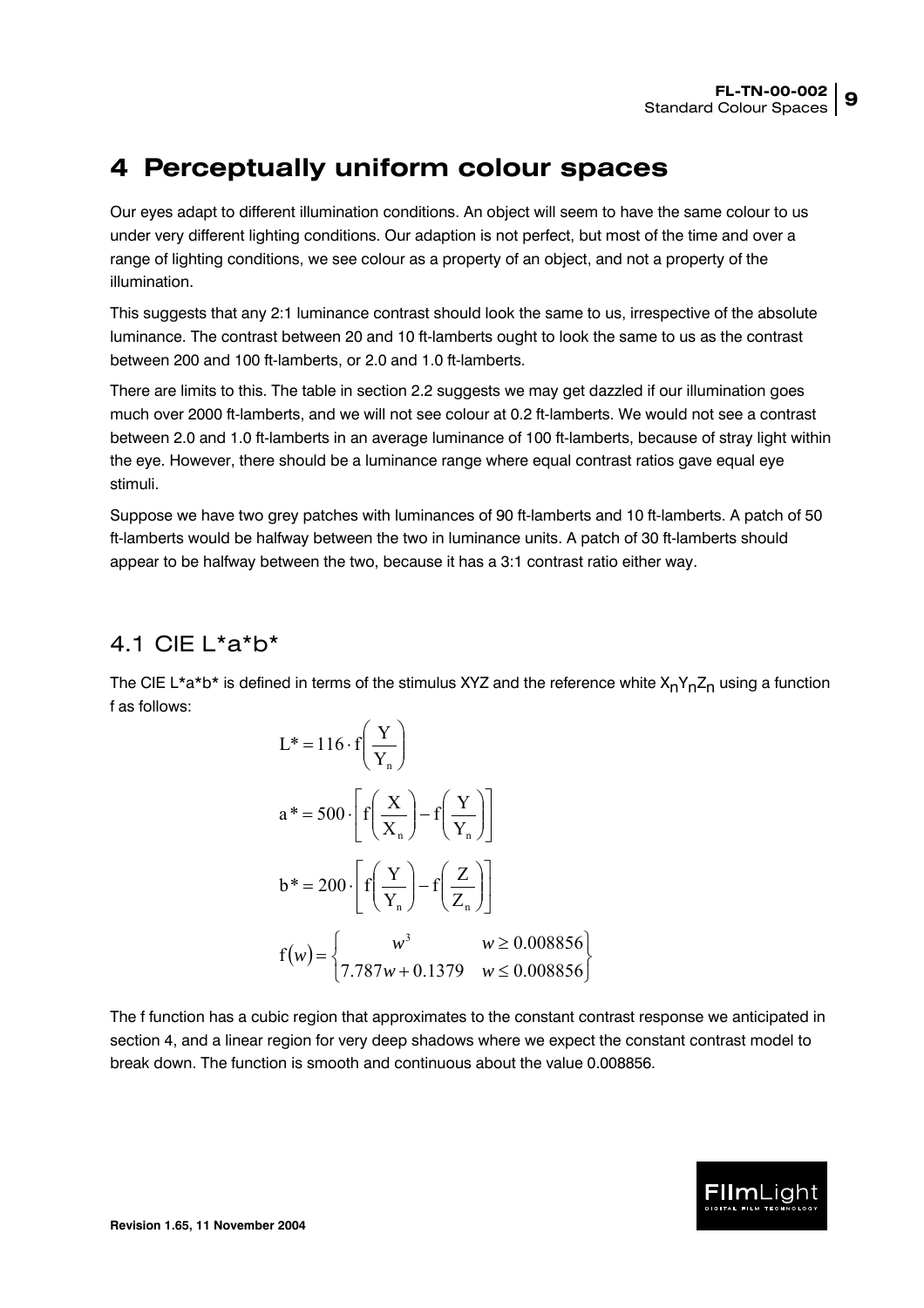# 4 Perceptually uniform colour spaces

Our eyes adapt to different illumination conditions. An object will seem to have the same colour to us under very different lighting conditions. Our adaption is not perfect, but most of the time and over a range of lighting conditions, we see colour as a property of an object, and not a property of the illumination.

This suggests that any 2:1 luminance contrast should look the same to us, irrespective of the absolute luminance. The contrast between 20 and 10 ft-lamberts ought to look the same to us as the contrast between 200 and 100 ft-lamberts, or 2.0 and 1.0 ft-lamberts.

There are limits to this. The table in section 2.2 suggests we may get dazzled if our illumination goes much over 2000 ft-lamberts, and we will not see colour at 0.2 ft-lamberts. We would not see a contrast between 2.0 and 1.0 ft-lamberts in an average luminance of 100 ft-lamberts, because of stray light within the eye. However, there should be a luminance range where equal contrast ratios gave equal eye stimuli.

Suppose we have two grey patches with luminances of 90 ft-lamberts and 10 ft-lamberts. A patch of 50 ft-lamberts would be halfway between the two in luminance units. A patch of 30 ft-lamberts should appear to be halfway between the two, because it has a 3:1 contrast ratio either way.

## 4.1 CIE L*a*b*

The CIE L*a*b* is defined in terms of the stimulus XYZ and the reference white $X_nY_nZ_n$ using a function f as follows:

$$L^* = 116 \cdot f\left(\frac{Y}{Y_n}\right)$$

$$a^* = 500 \cdot \left[ f\left(\frac{X}{X_n}\right) - f\left(\frac{Y}{Y_n}\right) \right]$$

$$b^* = 200 \cdot \left[ f\left(\frac{Y}{Y_n}\right) - f\left(\frac{Z}{Z_n}\right) \right]$$

$$f(w) = \begin{Bmatrix} w^3 & w \geq 0.008856 \\ 7.787w + 0.1379 & w \leq 0.008856 \end{Bmatrix}$$

The f function has a cubic region that approximates to the constant contrast response we anticipated in section 4, and a linear region for very deep shadows where we expect the constant contrast model to break down. The function is smooth and continuous about the value 0.008856.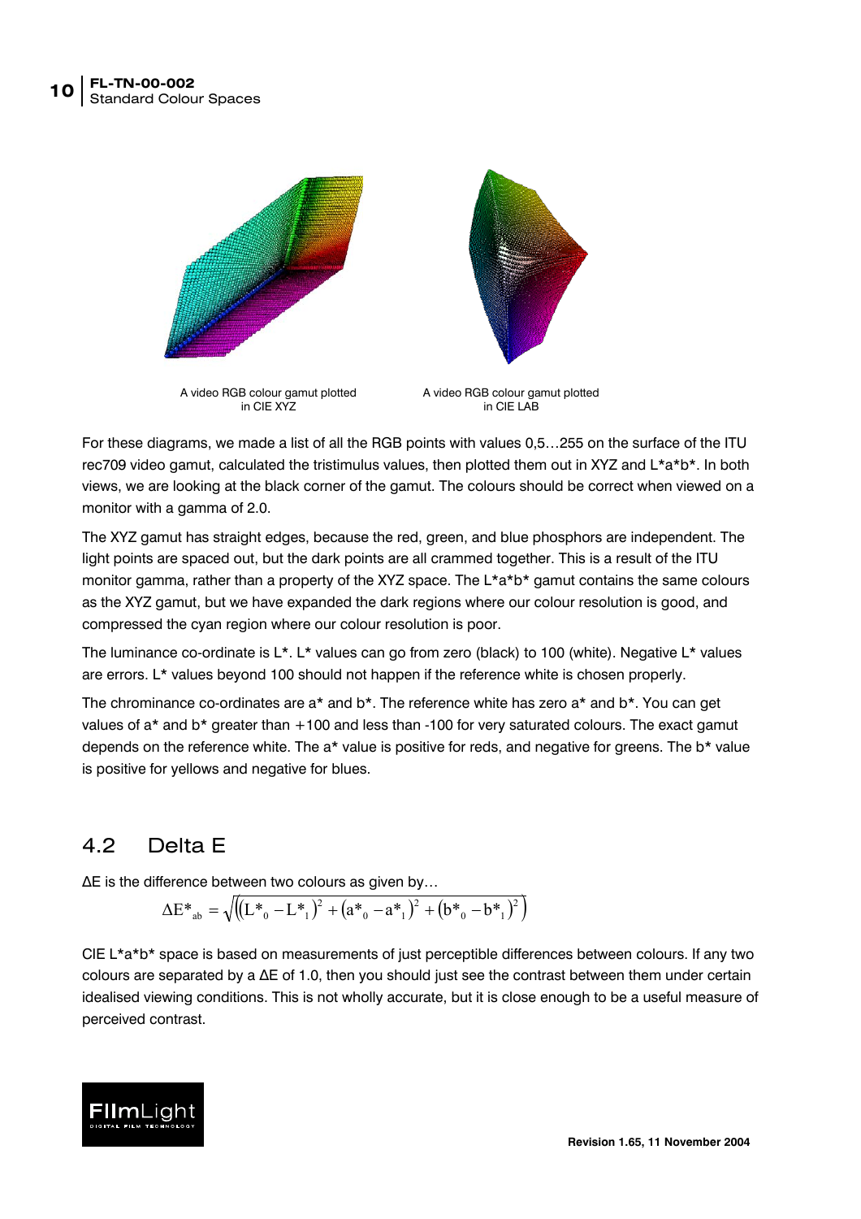A video RGB colour gamut plotted in CIE XYZ

A video RGB colour gamut plotted in CIE LAB

For these diagrams, we made a list of all the RGB points with values 0,5…255 on the surface of the ITU rec709 video gamut, calculated the tristimulus values, then plotted them out in XYZ and L*a*b*. In both views, we are looking at the black corner of the gamut. The colours should be correct when viewed on a monitor with a gamma of 2.0.

The XYZ gamut has straight edges, because the red, green, and blue phosphors are independent. The light points are spaced out, but the dark points are all crammed together. This is a result of the ITU monitor gamma, rather than a property of the XYZ space. The L*a*b* gamut contains the same colours as the XYZ gamut, but we have expanded the dark regions where our colour resolution is good, and compressed the cyan region where our colour resolution is poor.

The luminance co-ordinate is L*. L* values can go from zero (black) to 100 (white). Negative L* values are errors. L* values beyond 100 should not happen if the reference white is chosen properly.

The chrominance co-ordinates are a* and b*. The reference white has zero a* and b*. You can get values of a* and b* greater than +100 and less than -100 for very saturated colours. The exact gamut depends on the reference white. The a* value is positive for reds, and negative for greens. The b* value is positive for yellows and negative for blues.

## 4.2 Delta E

ΔE is the difference between two colours as given by…

$$\Delta E^*_{ab} = \sqrt{\left((L^*_0 - L^*_1)^2 + (a^*_0 - a^*_1)^2 + (b^*_0 - b^*_1)^2\right)}$$

CIE L*a*b* space is based on measurements of just perceptible differences between colours. If any two colours are separated by a ΔE of 1.0, then you should just see the contrast between them under certain idealised viewing conditions. This is not wholly accurate, but it is close enough to be a useful measure of perceived contrast.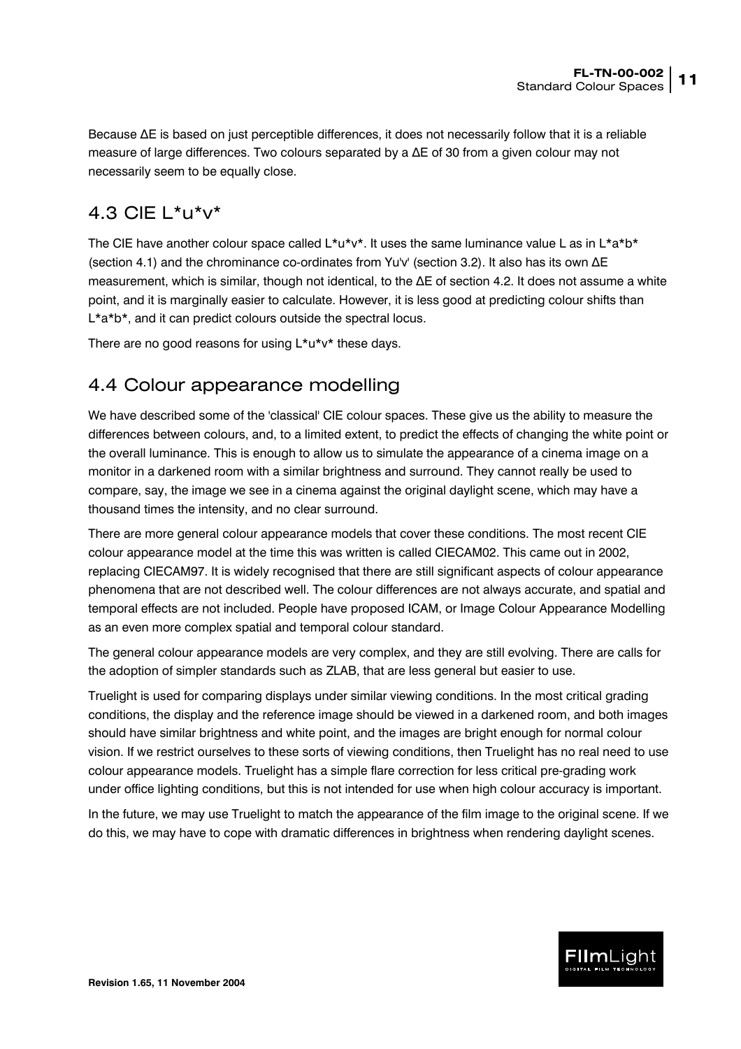Because ΔE is based on just perceptible differences, it does not necessarily follow that it is a reliable measure of large differences. Two colours separated by a ΔE of 30 from a given colour may not necessarily seem to be equally close.

## 4.3 CIE L*u*v*

The CIE have another colour space called L*u*v*. It uses the same luminance value L as in L*a*b* (section 4.1) and the chrominance co-ordinates from Yu'v' (section 3.2). It also has its own ΔE measurement, which is similar, though not identical, to the ΔE of section 4.2. It does not assume a white point, and it is marginally easier to calculate. However, it is less good at predicting colour shifts than L*a*b*, and it can predict colours outside the spectral locus.

There are no good reasons for using L*u*v* these days.

## 4.4 Colour appearance modelling

We have described some of the 'classical' CIE colour spaces. These give us the ability to measure the differences between colours, and, to a limited extent, to predict the effects of changing the white point or the overall luminance. This is enough to allow us to simulate the appearance of a cinema image on a monitor in a darkened room with a similar brightness and surround. They cannot really be used to compare, say, the image we see in a cinema against the original daylight scene, which may have a thousand times the intensity, and no clear surround.

There are more general colour appearance models that cover these conditions. The most recent CIE colour appearance model at the time this was written is called CIECAM02. This came out in 2002, replacing CIECAM97. It is widely recognised that there are still significant aspects of colour appearance phenomena that are not described well. The colour differences are not always accurate, and spatial and temporal effects are not included. People have proposed ICAM, or Image Colour Appearance Modelling as an even more complex spatial and temporal colour standard.

The general colour appearance models are very complex, and they are still evolving. There are calls for the adoption of simpler standards such as ZLAB, that are less general but easier to use.

Truelight is used for comparing displays under similar viewing conditions. In the most critical grading conditions, the display and the reference image should be viewed in a darkened room, and both images should have similar brightness and white point, and the images are bright enough for normal colour vision. If we restrict ourselves to these sorts of viewing conditions, then Truelight has no real need to use colour appearance models. Truelight has a simple flare correction for less critical pre-grading work under office lighting conditions, but this is not intended for use when high colour accuracy is important.

In the future, we may use Truelight to match the appearance of the film image to the original scene. If we do this, we may have to cope with dramatic differences in brightness when rendering daylight scenes.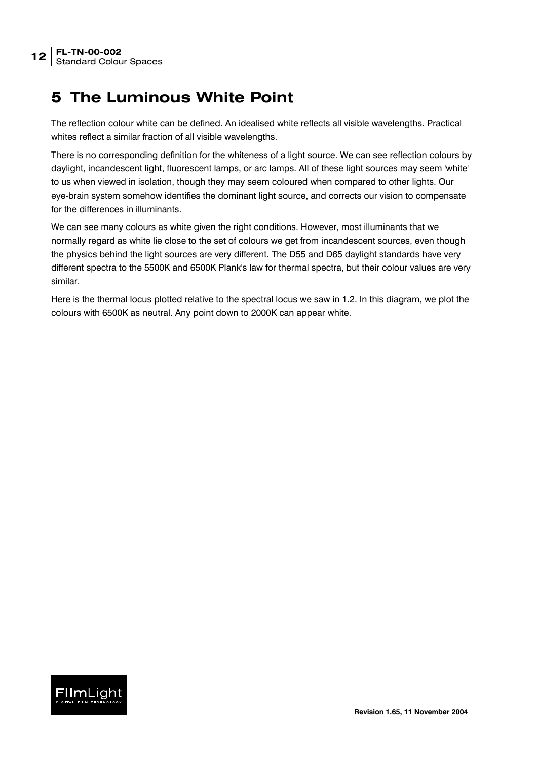# 5 The Luminous White Point

The reflection colour white can be defined. An idealised white reflects all visible wavelengths. Practical whites reflect a similar fraction of all visible wavelengths.

There is no corresponding definition for the whiteness of a light source. We can see reflection colours by daylight, incandescent light, fluorescent lamps, or arc lamps. All of these light sources may seem 'white' to us when viewed in isolation, though they may seem coloured when compared to other lights. Our eye-brain system somehow identifies the dominant light source, and corrects our vision to compensate for the differences in illuminants.

We can see many colours as white given the right conditions. However, most illuminants that we normally regard as white lie close to the set of colours we get from incandescent sources, even though the physics behind the light sources are very different. The D55 and D65 daylight standards have very different spectra to the 5500K and 6500K Plank's law for thermal spectra, but their colour values are very similar.

Here is the thermal locus plotted relative to the spectral locus we saw in 1.2. In this diagram, we plot the colours with 6500K as neutral. Any point down to 2000K can appear white.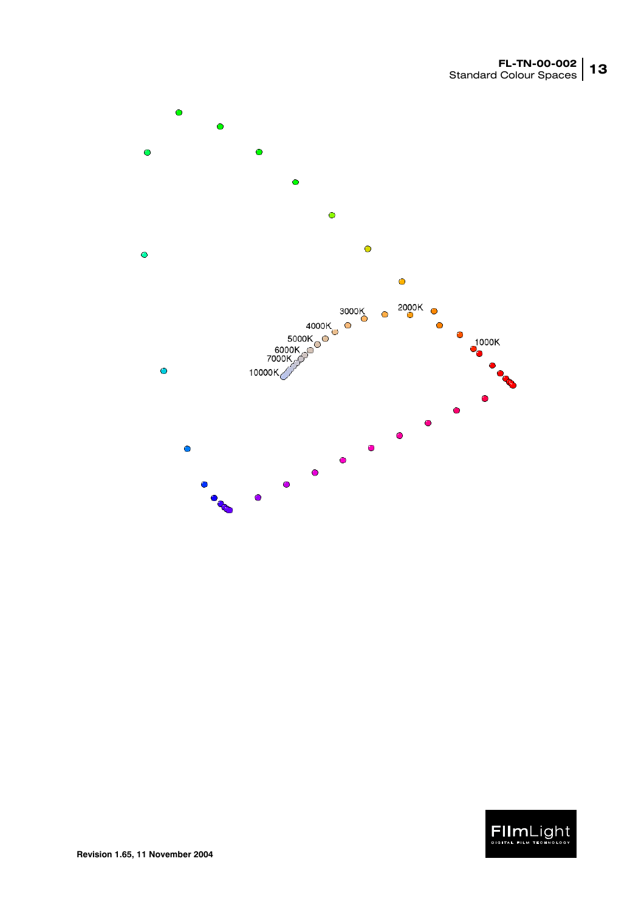3000K

2000K

4000K

5000K

1000K

6000K

7000K

10000K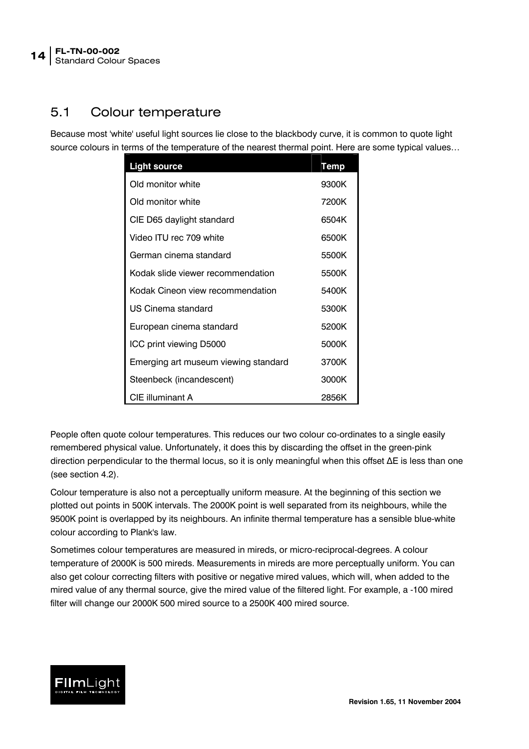## 5.1 Colour temperature

Because most 'white' useful light sources lie close to the blackbody curve, it is common to quote light source colours in terms of the temperature of the nearest thermal point. Here are some typical values…

| Light source | Temp |
|---|---|
| Old monitor white | 9300K |
| Old monitor white | 7200K |
| CIE D65 daylight standard | 6504K |
| Video ITU rec 709 white | 6500K |
| German cinema standard | 5500K |
| Kodak slide viewer recommendation | 5500K |
| Kodak Cineon view recommendation | 5400K |
| US Cinema standard | 5300K |
| European cinema standard | 5200K |
| ICC print viewing D5000 | 5000K |
| Emerging art museum viewing standard | 3700K |
| Steenbeck (incandescent) | 3000K |
| CIE illuminant A | 2856K |

People often quote colour temperatures. This reduces our two colour co-ordinates to a single easily remembered physical value. Unfortunately, it does this by discarding the offset in the green-pink direction perpendicular to the thermal locus, so it is only meaningful when this offset ΔE is less than one (see section 4.2).

Colour temperature is also not a perceptually uniform measure. At the beginning of this section we plotted out points in 500K intervals. The 2000K point is well separated from its neighbours, while the 9500K point is overlapped by its neighbours. An infinite thermal temperature has a sensible blue-white colour according to Plank's law.

Sometimes colour temperatures are measured in mireds, or micro-reciprocal-degrees. A colour temperature of 2000K is 500 mireds. Measurements in mireds are more perceptually uniform. You can also get colour correcting filters with positive or negative mired values, which will, when added to the mired value of any thermal source, give the mired value of the filtered light. For example, a -100 mired filter will change our 2000K 500 mired source to a 2500K 400 mired source.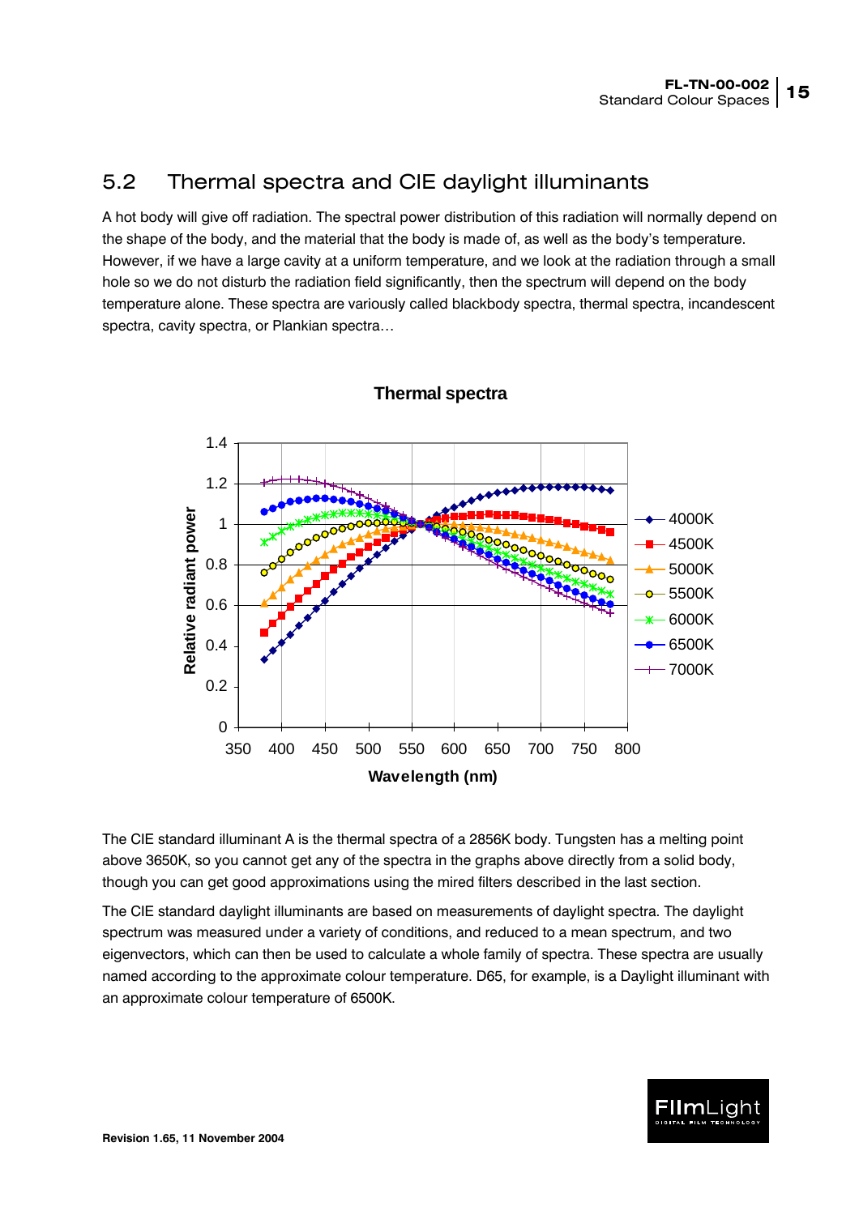## 5.2 Thermal spectra and CIE daylight illuminants

A hot body will give off radiation. The spectral power distribution of this radiation will normally depend on the shape of the body, and the material that the body is made of, as well as the body's temperature. However, if we have a large cavity at a uniform temperature, and we look at the radiation through a small hole so we do not disturb the radiation field significantly, then the spectrum will depend on the body temperature alone. These spectra are variously called blackbody spectra, thermal spectra, incandescent spectra, cavity spectra, or Plankian spectra…

**Thermal spectra**

The CIE standard illuminant A is the thermal spectra of a 2856K body. Tungsten has a melting point above 3650K, so you cannot get any of the spectra in the graphs above directly from a solid body, though you can get good approximations using the mired filters described in the last section.

The CIE standard daylight illuminants are based on measurements of daylight spectra. The daylight spectrum was measured under a variety of conditions, and reduced to a mean spectrum, and two eigenvectors, which can then be used to calculate a whole family of spectra. These spectra are usually named according to the approximate colour temperature. D65, for example, is a Daylight illuminant with an approximate colour temperature of 6500K.

**Revision 1.65, 11 November 2004**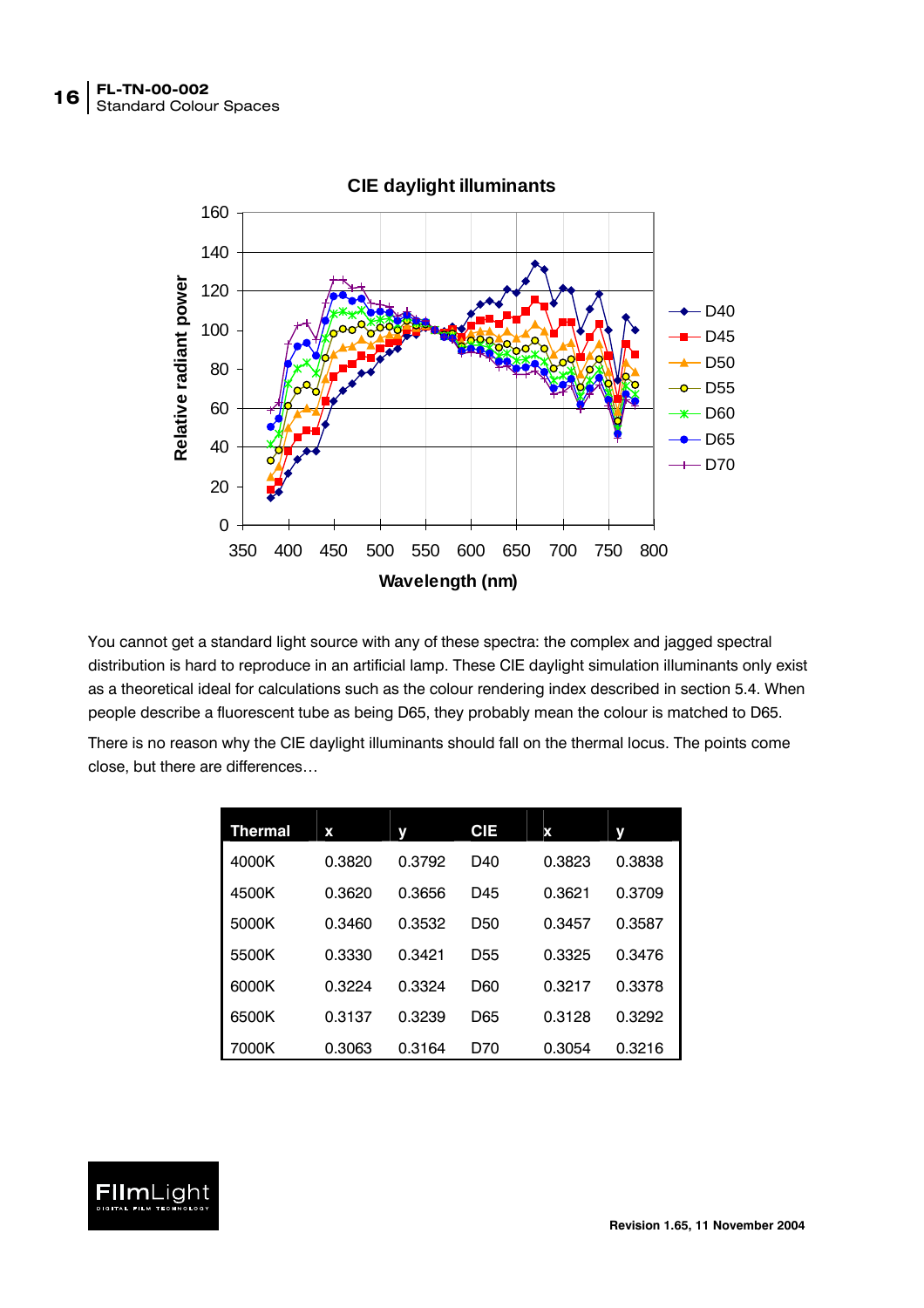You cannot get a standard light source with any of these spectra: the complex and jagged spectral distribution is hard to reproduce in an artificial lamp. These CIE daylight simulation illuminants only exist as a theoretical ideal for calculations such as the colour rendering index described in section 5.4. When people describe a fluorescent tube as being D65, they probably mean the colour is matched to D65.

There is no reason why the CIE daylight illuminants should fall on the thermal locus. The points come close, but there are differences…

| Thermal | x | y | CIE | x | y |
|---|---|---|---|---|---|
| 4000K | 0.3820 | 0.3792 | D40 | 0.3823 | 0.3838 |
| 4500K | 0.3620 | 0.3656 | D45 | 0.3621 | 0.3709 |
| 5000K | 0.3460 | 0.3532 | D50 | 0.3457 | 0.3587 |
| 5500K | 0.3330 | 0.3421 | D55 | 0.3325 | 0.3476 |
| 6000K | 0.3224 | 0.3324 | D60 | 0.3217 | 0.3378 |
| 6500K | 0.3137 | 0.3239 | D65 | 0.3128 | 0.3292 |
| 7000K | 0.3063 | 0.3164 | D70 | 0.3054 | 0.3216 |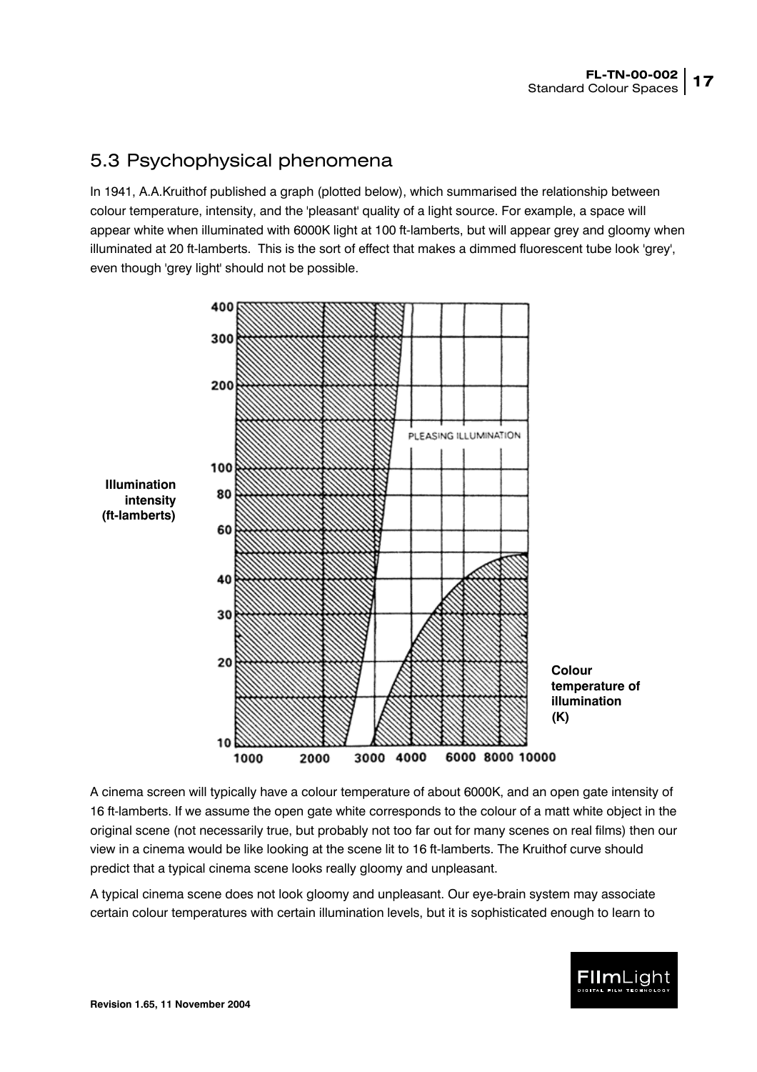## 5.3 Psychophysical phenomena

In 1941, A.A.Kruithof published a graph (plotted below), which summarised the relationship between colour temperature, intensity, and the 'pleasant' quality of a light source. For example, a space will appear white when illuminated with 6000K light at 100 ft-lamberts, but will appear grey and gloomy when illuminated at 20 ft-lamberts. This is the sort of effect that makes a dimmed fluorescent tube look 'grey', even though 'grey light' should not be possible.

Illumination intensity (ft-lamberts)

PLEASING ILLUMINATION

Colour temperature of illumination (K)

A cinema screen will typically have a colour temperature of about 6000K, and an open gate intensity of 16 ft-lamberts. If we assume the open gate white corresponds to the colour of a matt white object in the original scene (not necessarily true, but probably not too far out for many scenes on real films) then our view in a cinema would be like looking at the scene lit to 16 ft-lamberts. The Kruithof curve should predict that a typical cinema scene looks really gloomy and unpleasant.

A typical cinema scene does not look gloomy and unpleasant. Our eye-brain system may associate certain colour temperatures with certain illumination levels, but it is sophisticated enough to learn to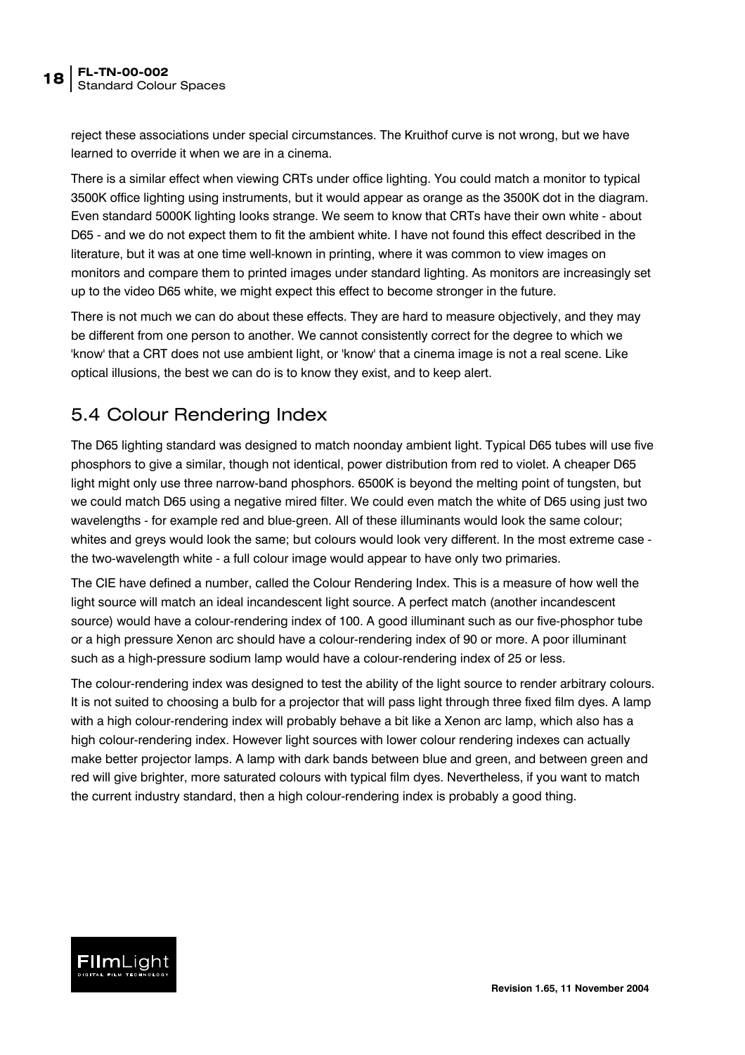reject these associations under special circumstances. The Kruithof curve is not wrong, but we have learned to override it when we are in a cinema.

There is a similar effect when viewing CRTs under office lighting. You could match a monitor to typical 3500K office lighting using instruments, but it would appear as orange as the 3500K dot in the diagram. Even standard 5000K lighting looks strange. We seem to know that CRTs have their own white - about D65 - and we do not expect them to fit the ambient white. I have not found this effect described in the literature, but it was at one time well-known in printing, where it was common to view images on monitors and compare them to printed images under standard lighting. As monitors are increasingly set up to the video D65 white, we might expect this effect to become stronger in the future.

There is not much we can do about these effects. They are hard to measure objectively, and they may be different from one person to another. We cannot consistently correct for the degree to which we 'know' that a CRT does not use ambient light, or 'know' that a cinema image is not a real scene. Like optical illusions, the best we can do is to know they exist, and to keep alert.

## 5.4 Colour Rendering Index

The D65 lighting standard was designed to match noonday ambient light. Typical D65 tubes will use five phosphors to give a similar, though not identical, power distribution from red to violet. A cheaper D65 light might only use three narrow-band phosphors. 6500K is beyond the melting point of tungsten, but we could match D65 using a negative mired filter. We could even match the white of D65 using just two wavelengths - for example red and blue-green. All of these illuminants would look the same colour; whites and greys would look the same; but colours would look very different. In the most extreme case - the two-wavelength white - a full colour image would appear to have only two primaries.

The CIE have defined a number, called the Colour Rendering Index. This is a measure of how well the light source will match an ideal incandescent light source. A perfect match (another incandescent source) would have a colour-rendering index of 100. A good illuminant such as our five-phosphor tube or a high pressure Xenon arc should have a colour-rendering index of 90 or more. A poor illuminant such as a high-pressure sodium lamp would have a colour-rendering index of 25 or less.

The colour-rendering index was designed to test the ability of the light source to render arbitrary colours. It is not suited to choosing a bulb for a projector that will pass light through three fixed film dyes. A lamp with a high colour-rendering index will probably behave a bit like a Xenon arc lamp, which also has a high colour-rendering index. However light sources with lower colour rendering indexes can actually make better projector lamps. A lamp with dark bands between blue and green, and between green and red will give brighter, more saturated colours with typical film dyes. Nevertheless, if you want to match the current industry standard, then a high colour-rendering index is probably a good thing.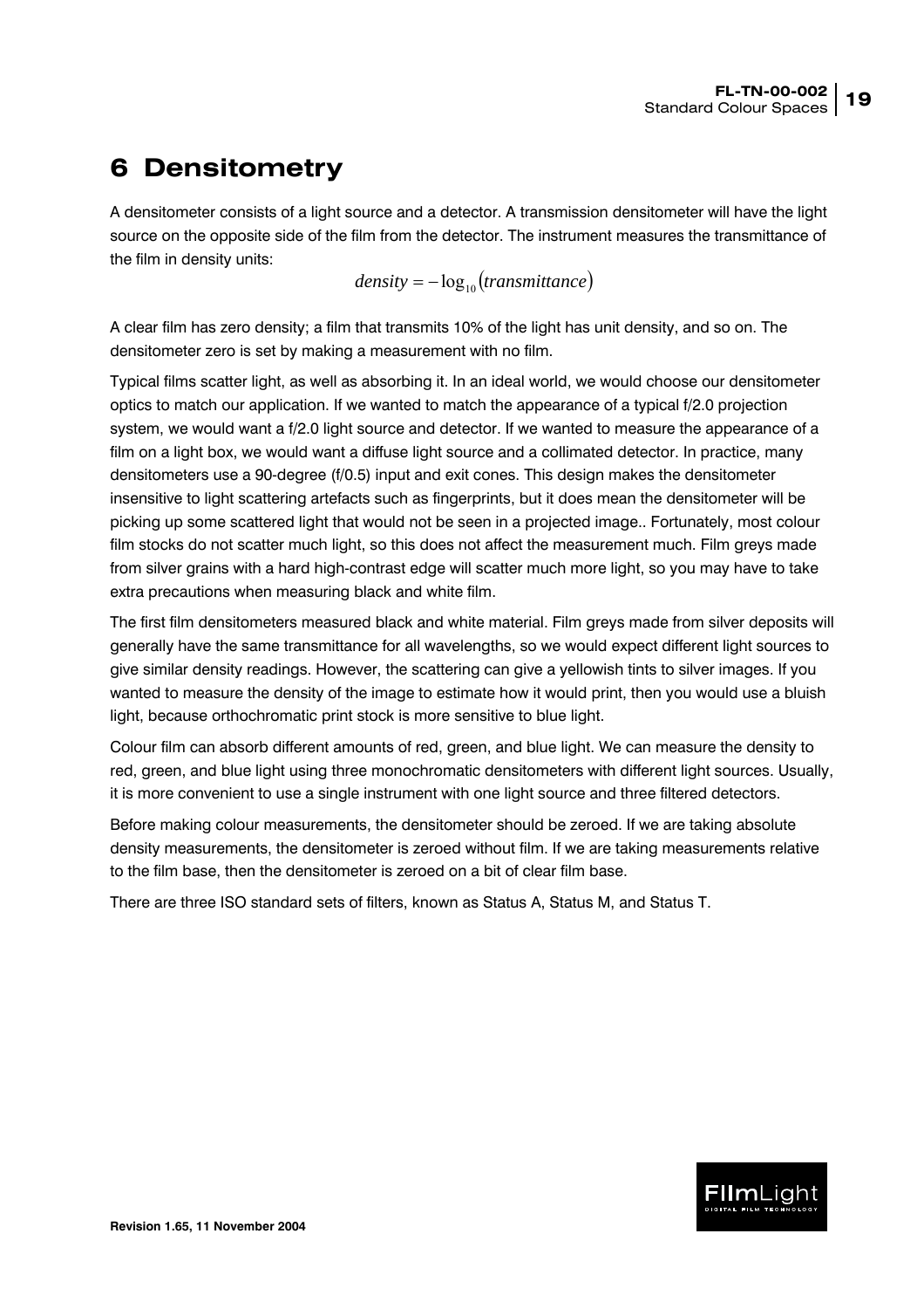# 6 Densitometry

A densitometer consists of a light source and a detector. A transmission densitometer will have the light source on the opposite side of the film from the detector. The instrument measures the transmittance of the film in density units:

$$density = -\log_{10}(transmittance)$$

A clear film has zero density; a film that transmits 10% of the light has unit density, and so on. The densitometer zero is set by making a measurement with no film.

Typical films scatter light, as well as absorbing it. In an ideal world, we would choose our densitometer optics to match our application. If we wanted to match the appearance of a typical f/2.0 projection system, we would want a f/2.0 light source and detector. If we wanted to measure the appearance of a film on a light box, we would want a diffuse light source and a collimated detector. In practice, many densitometers use a 90-degree (f/0.5) input and exit cones. This design makes the densitometer insensitive to light scattering artefacts such as fingerprints, but it does mean the densitometer will be picking up some scattered light that would not be seen in a projected image.. Fortunately, most colour film stocks do not scatter much light, so this does not affect the measurement much. Film greys made from silver grains with a hard high-contrast edge will scatter much more light, so you may have to take extra precautions when measuring black and white film.

The first film densitometers measured black and white material. Film greys made from silver deposits will generally have the same transmittance for all wavelengths, so we would expect different light sources to give similar density readings. However, the scattering can give a yellowish tints to silver images. If you wanted to measure the density of the image to estimate how it would print, then you would use a bluish light, because orthochromatic print stock is more sensitive to blue light.

Colour film can absorb different amounts of red, green, and blue light. We can measure the density to red, green, and blue light using three monochromatic densitometers with different light sources. Usually, it is more convenient to use a single instrument with one light source and three filtered detectors.

Before making colour measurements, the densitometer should be zeroed. If we are taking absolute density measurements, the densitometer is zeroed without film. If we are taking measurements relative to the film base, then the densitometer is zeroed on a bit of clear film base.

There are three ISO standard sets of filters, known as Status A, Status M, and Status T.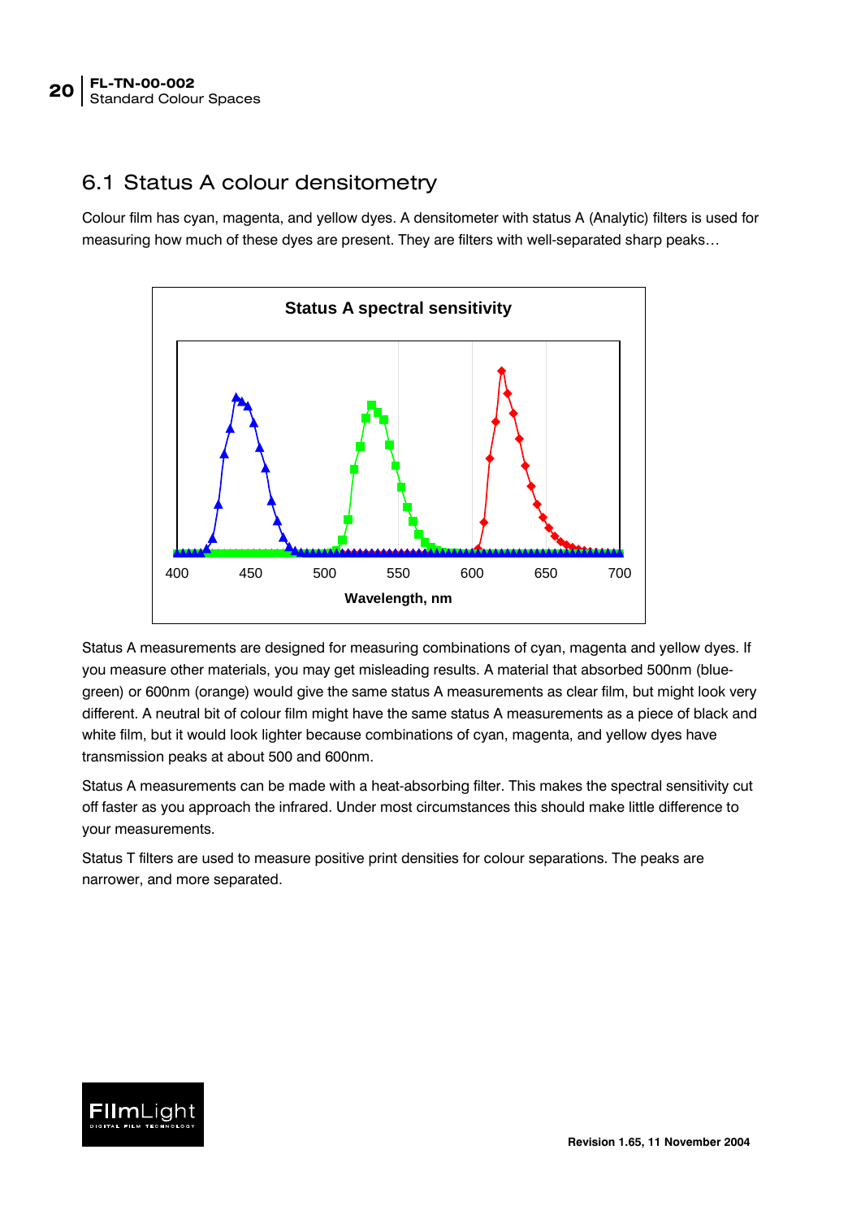## 6.1 Status A colour densitometry

Colour film has cyan, magenta, and yellow dyes. A densitometer with status A (Analytic) filters is used for measuring how much of these dyes are present. They are filters with well-separated sharp peaks…

Status A spectral sensitivity

Status A measurements are designed for measuring combinations of cyan, magenta and yellow dyes. If you measure other materials, you may get misleading results. A material that absorbed 500nm (blue-green) or 600nm (orange) would give the same status A measurements as clear film, but might look very different. A neutral bit of colour film might have the same status A measurements as a piece of black and white film, but it would look lighter because combinations of cyan, magenta, and yellow dyes have transmission peaks at about 500 and 600nm.

Status A measurements can be made with a heat-absorbing filter. This makes the spectral sensitivity cut off faster as you approach the infrared. Under most circumstances this should make little difference to your measurements.

Status T filters are used to measure positive print densities for colour separations. The peaks are narrower, and more separated.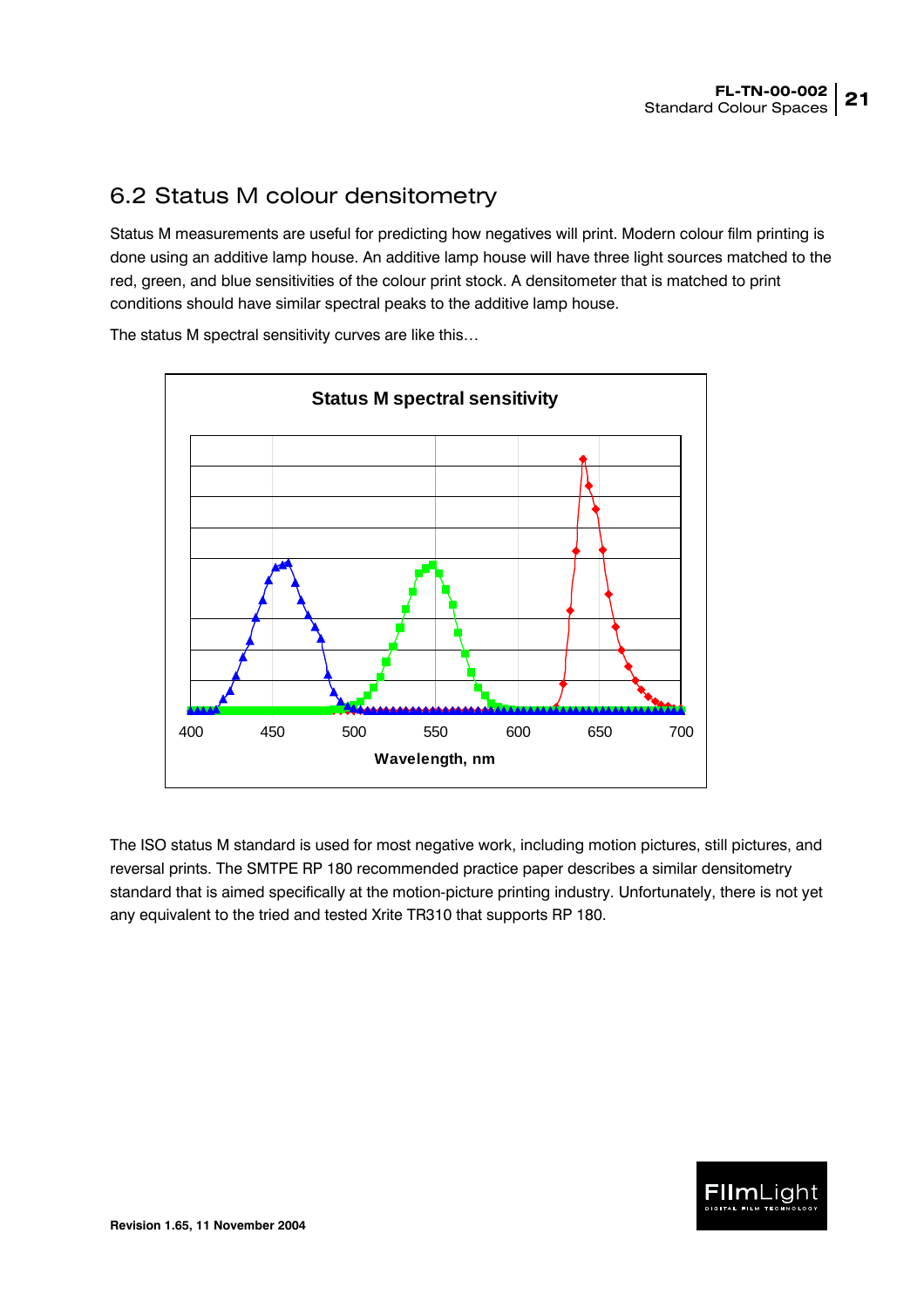## 6.2 Status M colour densitometry

Status M measurements are useful for predicting how negatives will print. Modern colour film printing is done using an additive lamp house. An additive lamp house will have three light sources matched to the red, green, and blue sensitivities of the colour print stock. A densitometer that is matched to print conditions should have similar spectral peaks to the additive lamp house.

The status M spectral sensitivity curves are like this…

The ISO status M standard is used for most negative work, including motion pictures, still pictures, and reversal prints. The SMTPE RP 180 recommended practice paper describes a similar densitometry standard that is aimed specifically at the motion-picture printing industry. Unfortunately, there is not yet any equivalent to the tried and tested Xrite TR310 that supports RP 180.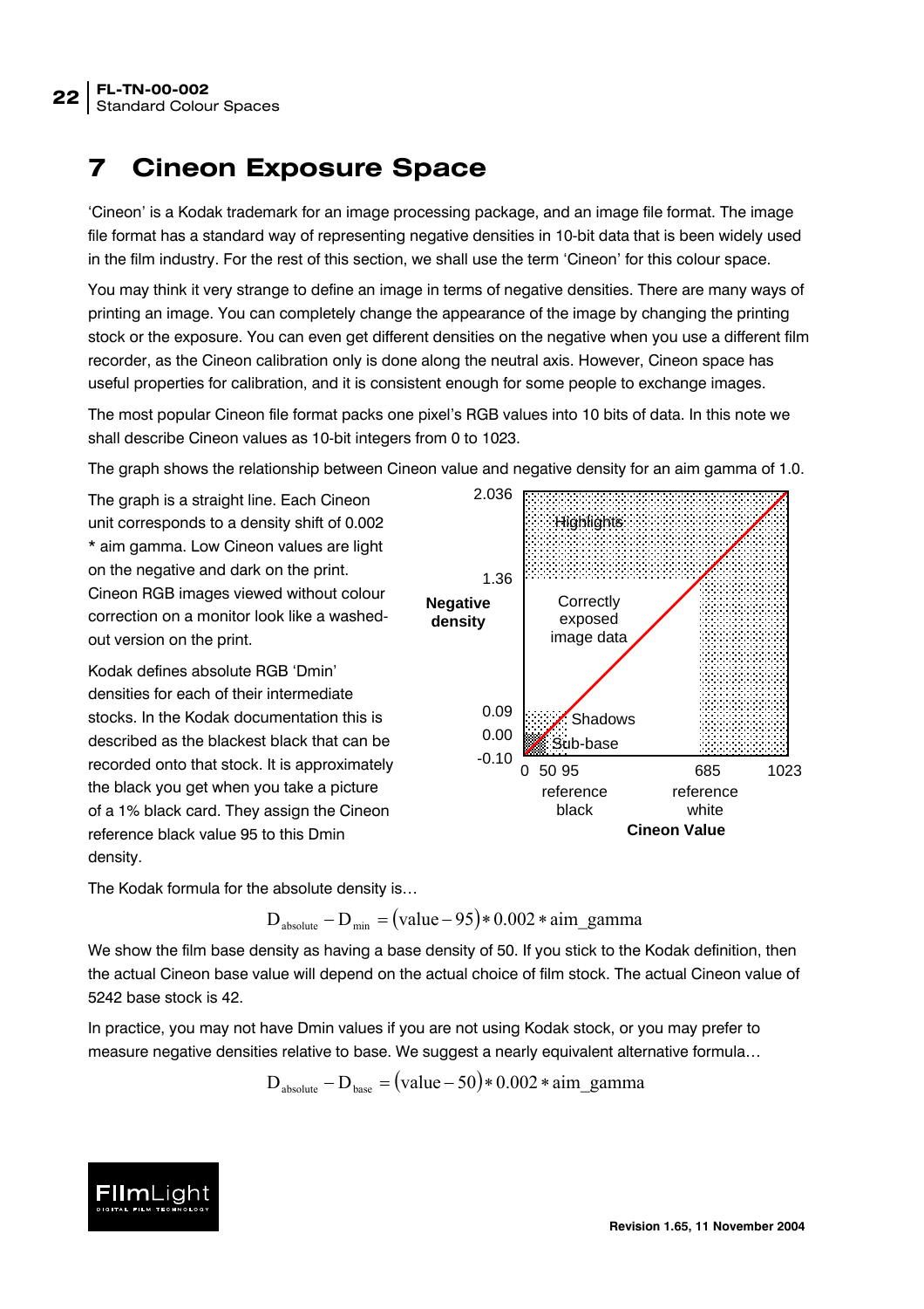# 7 Cineon Exposure Space

'Cineon' is a Kodak trademark for an image processing package, and an image file format. The image file format has a standard way of representing negative densities in 10-bit data that is been widely used in the film industry. For the rest of this section, we shall use the term 'Cineon' for this colour space.

You may think it very strange to define an image in terms of negative densities. There are many ways of printing an image. You can completely change the appearance of the image by changing the printing stock or the exposure. You can even get different densities on the negative when you use a different film recorder, as the Cineon calibration only is done along the neutral axis. However, Cineon space has useful properties for calibration, and it is consistent enough for some people to exchange images.

The most popular Cineon file format packs one pixel's RGB values into 10 bits of data. In this note we shall describe Cineon values as 10-bit integers from 0 to 1023.

The graph shows the relationship between Cineon value and negative density for an aim gamma of 1.0.

The graph is a straight line. Each Cineon unit corresponds to a density shift of 0.002 * aim gamma. Low Cineon values are light on the negative and dark on the print. Cineon RGB images viewed without colour correction on a monitor look like a washed-out version on the print.

Kodak defines absolute RGB 'Dmin' densities for each of their intermediate stocks. In the Kodak documentation this is described as the blackest black that can be recorded onto that stock. It is approximately the black you get when you take a picture of a 1% black card. They assign the Cineon reference black value 95 to this Dmin density.

The Kodak formula for the absolute density is…

$$D_{absolute} - D_{min} = (\text{value} - 95) * 0.002 * \text{aim\_gamma}$$

We show the film base density as having a base density of 50. If you stick to the Kodak definition, then the actual Cineon base value will depend on the actual choice of film stock. The actual Cineon value of 5242 base stock is 42.

In practice, you may not have Dmin values if you are not using Kodak stock, or you may prefer to measure negative densities relative to base. We suggest a nearly equivalent alternative formula…

$$D_{absolute} - D_{base} = (\text{value} - 50) * 0.002 * \text{aim\_gamma}$$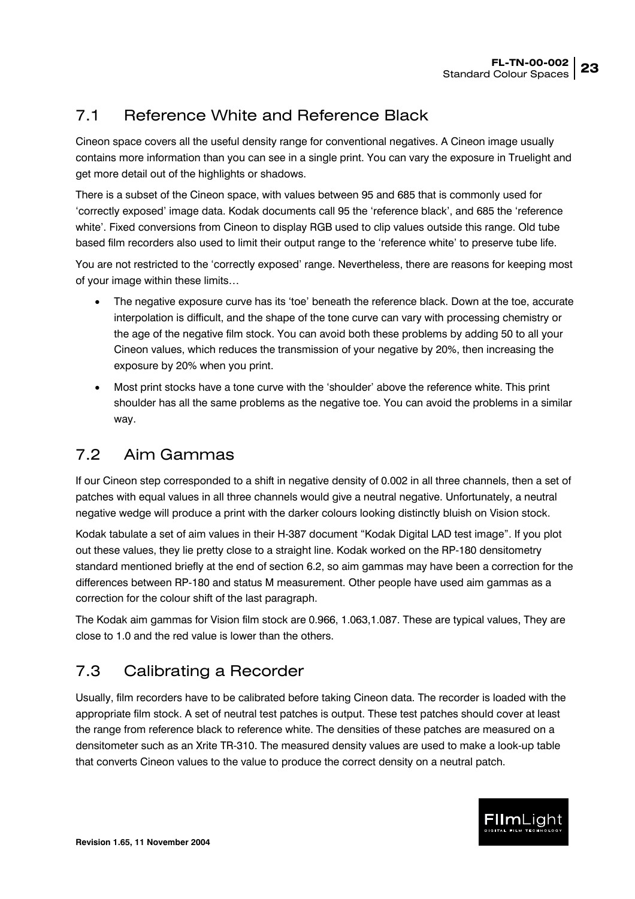## 7.1 Reference White and Reference Black

Cineon space covers all the useful density range for conventional negatives. A Cineon image usually contains more information than you can see in a single print. You can vary the exposure in Truelight and get more detail out of the highlights or shadows.

There is a subset of the Cineon space, with values between 95 and 685 that is commonly used for 'correctly exposed' image data. Kodak documents call 95 the 'reference black', and 685 the 'reference white'. Fixed conversions from Cineon to display RGB used to clip values outside this range. Old tube based film recorders also used to limit their output range to the 'reference white' to preserve tube life.

You are not restricted to the 'correctly exposed' range. Nevertheless, there are reasons for keeping most of your image within these limits…

- The negative exposure curve has its 'toe' beneath the reference black. Down at the toe, accurate interpolation is difficult, and the shape of the tone curve can vary with processing chemistry or the age of the negative film stock. You can avoid both these problems by adding 50 to all your Cineon values, which reduces the transmission of your negative by 20%, then increasing the exposure by 20% when you print.
- Most print stocks have a tone curve with the 'shoulder' above the reference white. This print shoulder has all the same problems as the negative toe. You can avoid the problems in a similar way.

## 7.2 Aim Gammas

If our Cineon step corresponded to a shift in negative density of 0.002 in all three channels, then a set of patches with equal values in all three channels would give a neutral negative. Unfortunately, a neutral negative wedge will produce a print with the darker colours looking distinctly bluish on Vision stock.

Kodak tabulate a set of aim values in their H-387 document "Kodak Digital LAD test image". If you plot out these values, they lie pretty close to a straight line. Kodak worked on the RP-180 densitometry standard mentioned briefly at the end of section 6.2, so aim gammas may have been a correction for the differences between RP-180 and status M measurement. Other people have used aim gammas as a correction for the colour shift of the last paragraph.

The Kodak aim gammas for Vision film stock are 0.966, 1.063,1.087. These are typical values, They are close to 1.0 and the red value is lower than the others.

## 7.3 Calibrating a Recorder

Usually, film recorders have to be calibrated before taking Cineon data. The recorder is loaded with the appropriate film stock. A set of neutral test patches is output. These test patches should cover at least the range from reference black to reference white. The densities of these patches are measured on a densitometer such as an Xrite TR-310. The measured density values are used to make a look-up table that converts Cineon values to the value to produce the correct density on a neutral patch.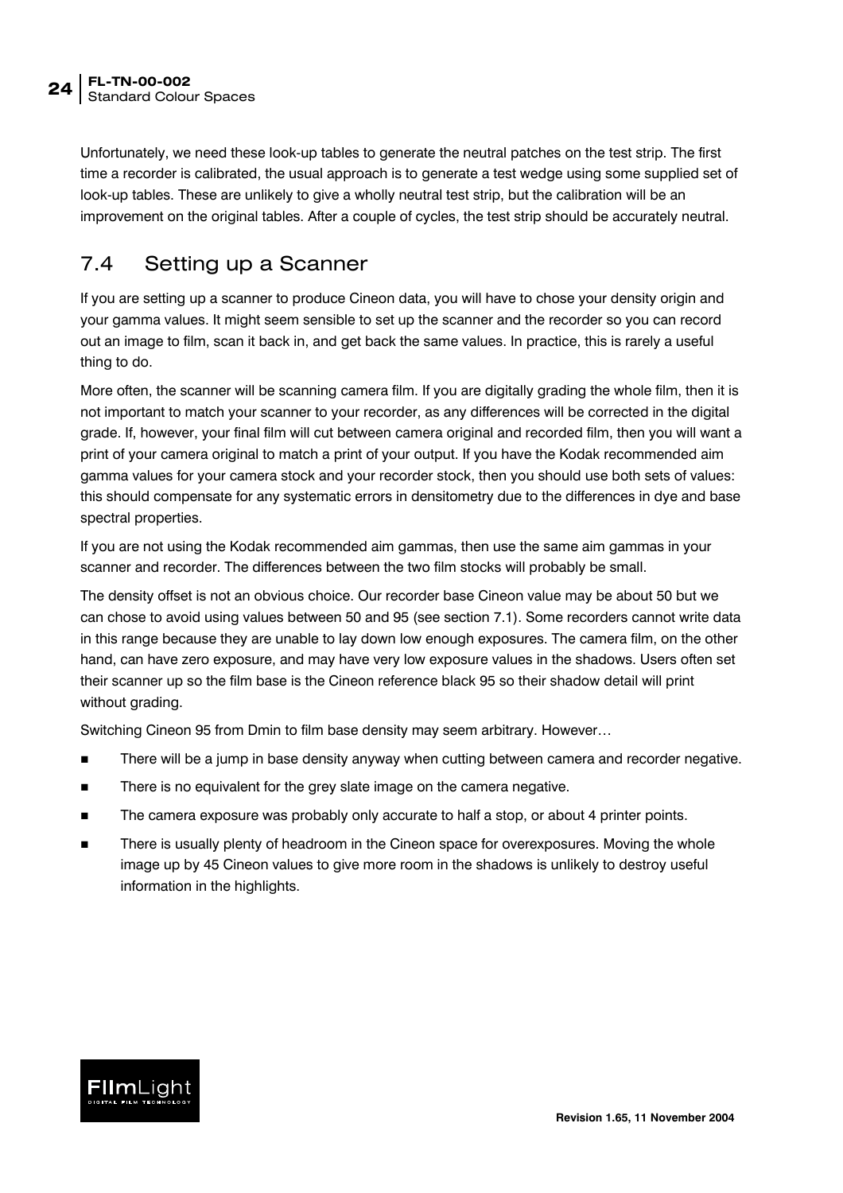Unfortunately, we need these look-up tables to generate the neutral patches on the test strip. The first time a recorder is calibrated, the usual approach is to generate a test wedge using some supplied set of look-up tables. These are unlikely to give a wholly neutral test strip, but the calibration will be an improvement on the original tables. After a couple of cycles, the test strip should be accurately neutral.

## 7.4 Setting up a Scanner

If you are setting up a scanner to produce Cineon data, you will have to chose your density origin and your gamma values. It might seem sensible to set up the scanner and the recorder so you can record out an image to film, scan it back in, and get back the same values. In practice, this is rarely a useful thing to do.

More often, the scanner will be scanning camera film. If you are digitally grading the whole film, then it is not important to match your scanner to your recorder, as any differences will be corrected in the digital grade. If, however, your final film will cut between camera original and recorded film, then you will want a print of your camera original to match a print of your output. If you have the Kodak recommended aim gamma values for your camera stock and your recorder stock, then you should use both sets of values: this should compensate for any systematic errors in densitometry due to the differences in dye and base spectral properties.

If you are not using the Kodak recommended aim gammas, then use the same aim gammas in your scanner and recorder. The differences between the two film stocks will probably be small.

The density offset is not an obvious choice. Our recorder base Cineon value may be about 50 but we can chose to avoid using values between 50 and 95 (see section 7.1). Some recorders cannot write data in this range because they are unable to lay down low enough exposures. The camera film, on the other hand, can have zero exposure, and may have very low exposure values in the shadows. Users often set their scanner up so the film base is the Cineon reference black 95 so their shadow detail will print without grading.

Switching Cineon 95 from Dmin to film base density may seem arbitrary. However…

- There will be a jump in base density anyway when cutting between camera and recorder negative.
- There is no equivalent for the grey slate image on the camera negative.
- The camera exposure was probably only accurate to half a stop, or about 4 printer points.
- There is usually plenty of headroom in the Cineon space for overexposures. Moving the whole image up by 45 Cineon values to give more room in the shadows is unlikely to destroy useful information in the highlights.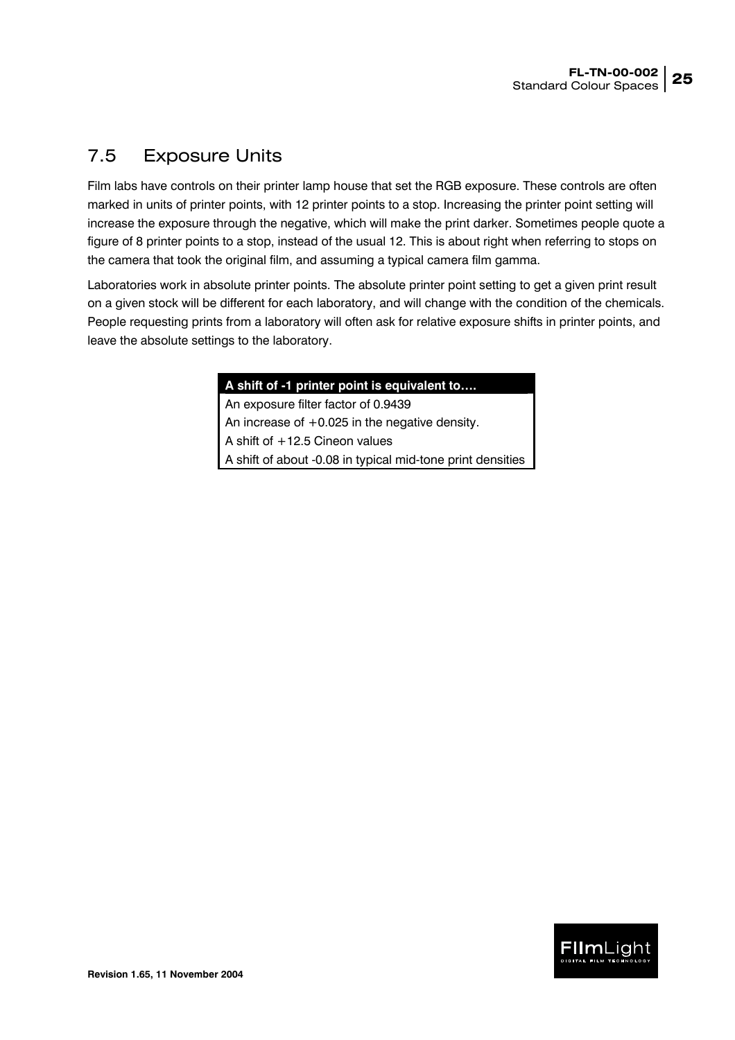## 7.5 Exposure Units

Film labs have controls on their printer lamp house that set the RGB exposure. These controls are often marked in units of printer points, with 12 printer points to a stop. Increasing the printer point setting will increase the exposure through the negative, which will make the print darker. Sometimes people quote a figure of 8 printer points to a stop, instead of the usual 12. This is about right when referring to stops on the camera that took the original film, and assuming a typical camera film gamma.

Laboratories work in absolute printer points. The absolute printer point setting to get a given print result on a given stock will be different for each laboratory, and will change with the condition of the chemicals. People requesting prints from a laboratory will often ask for relative exposure shifts in printer points, and leave the absolute settings to the laboratory.

| A shift of -1 printer point is equivalent to…. |
|---|
| An exposure filter factor of 0.9439 |
| An increase of +0.025 in the negative density. |
| A shift of +12.5 Cineon values |
| A shift of about -0.08 in typical mid-tone print densities |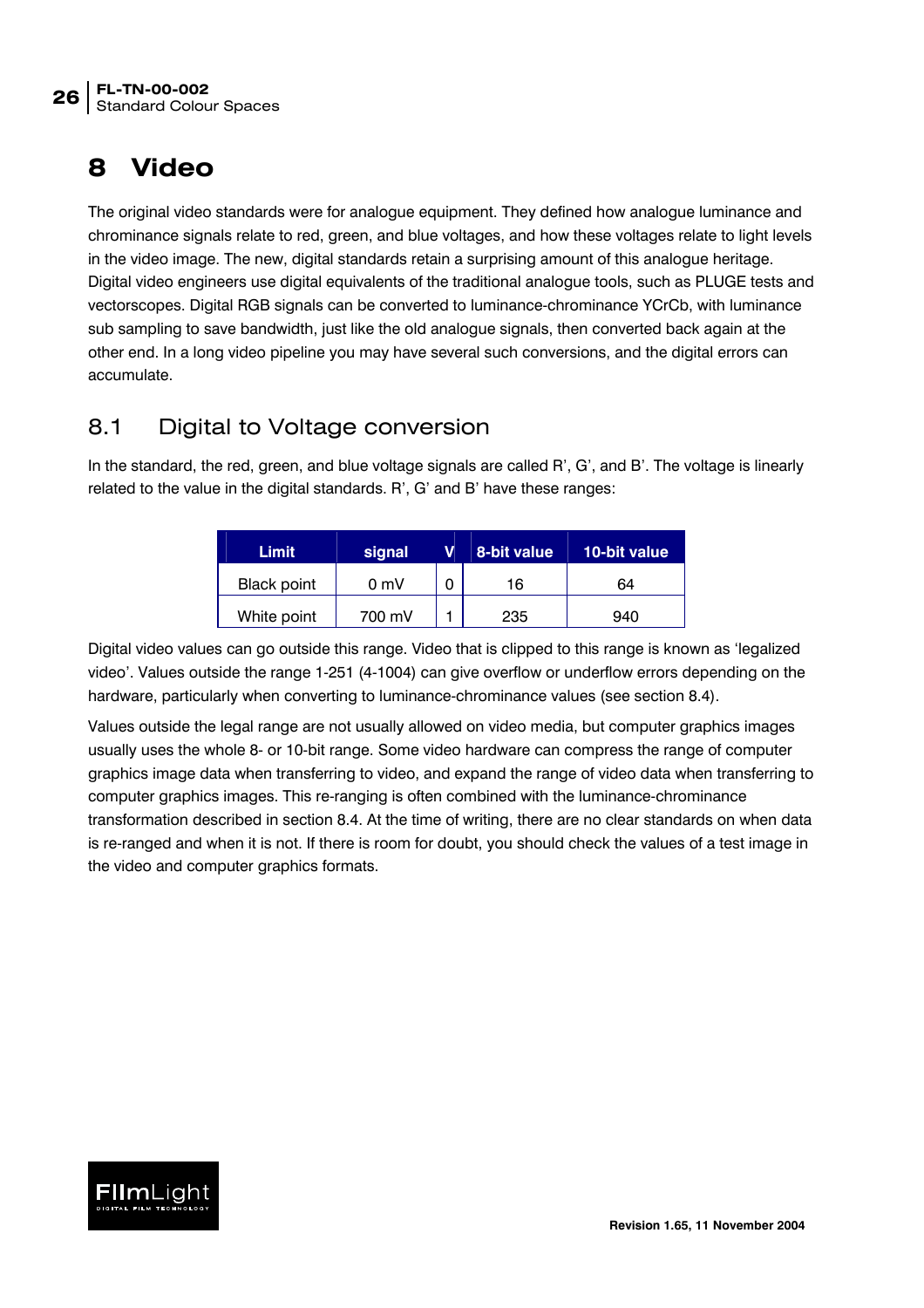# 8 Video

The original video standards were for analogue equipment. They defined how analogue luminance and chrominance signals relate to red, green, and blue voltages, and how these voltages relate to light levels in the video image. The new, digital standards retain a surprising amount of this analogue heritage. Digital video engineers use digital equivalents of the traditional analogue tools, such as PLUGE tests and vectorscopes. Digital RGB signals can be converted to luminance-chrominance YCrCb, with luminance sub sampling to save bandwidth, just like the old analogue signals, then converted back again at the other end. In a long video pipeline you may have several such conversions, and the digital errors can accumulate.

## 8.1 Digital to Voltage conversion

In the standard, the red, green, and blue voltage signals are called R', G', and B'. The voltage is linearly related to the value in the digital standards. R', G' and B' have these ranges:

| Limit | signal | V | 8-bit value | 10-bit value |
|---|---|---|---|---|
| Black point | 0 mV | 0 | 16 | 64 |
| White point | 700 mV | 1 | 235 | 940 |

Digital video values can go outside this range. Video that is clipped to this range is known as 'legalized video'. Values outside the range 1-251 (4-1004) can give overflow or underflow errors depending on the hardware, particularly when converting to luminance-chrominance values (see section 8.4).

Values outside the legal range are not usually allowed on video media, but computer graphics images usually uses the whole 8- or 10-bit range. Some video hardware can compress the range of computer graphics image data when transferring to video, and expand the range of video data when transferring to computer graphics images. This re-ranging is often combined with the luminance-chrominance transformation described in section 8.4. At the time of writing, there are no clear standards on when data is re-ranged and when it is not. If there is room for doubt, you should check the values of a test image in the video and computer graphics formats.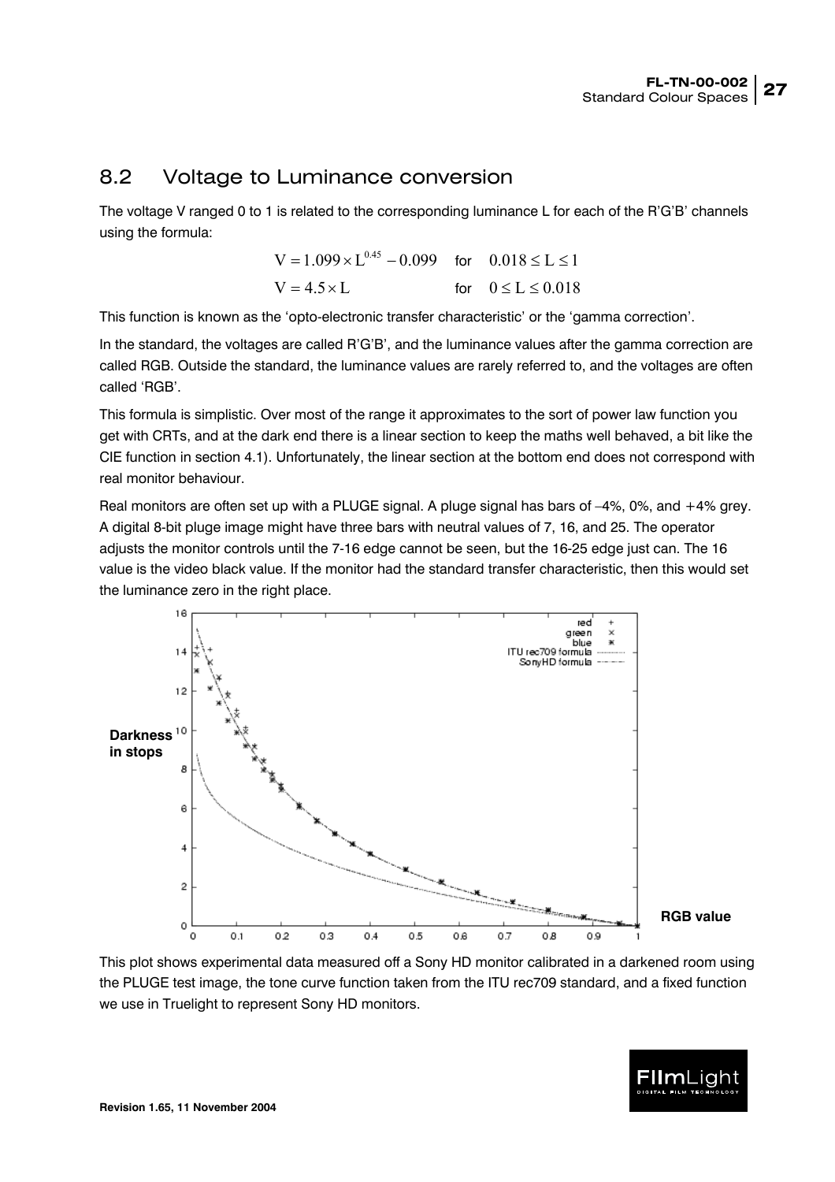## 8.2 Voltage to Luminance conversion

The voltage V ranged 0 to 1 is related to the corresponding luminance L for each of the R'G'B' channels using the formula:

$$V = 1.099 \times L^{0.45} - 0.099 \quad \text{for} \quad 0.018 \le L \le 1$$

$$V = 4.5 \times L \quad \text{for} \quad 0 \le L \le 0.018$$

This function is known as the 'opto-electronic transfer characteristic' or the 'gamma correction'.

In the standard, the voltages are called R'G'B', and the luminance values after the gamma correction are called RGB. Outside the standard, the luminance values are rarely referred to, and the voltages are often called 'RGB'.

This formula is simplistic. Over most of the range it approximates to the sort of power law function you get with CRTs, and at the dark end there is a linear section to keep the maths well behaved, a bit like the CIE function in section 4.1). Unfortunately, the linear section at the bottom end does not correspond with real monitor behaviour.

Real monitors are often set up with a PLUGE signal. A pluge signal has bars of −4%, 0%, and +4% grey. A digital 8-bit pluge image might have three bars with neutral values of 7, 16, and 25. The operator adjusts the monitor controls until the 7-16 edge cannot be seen, but the 16-25 edge just can. The 16 value is the video black value. If the monitor had the standard transfer characteristic, then this would set the luminance zero in the right place.

This plot shows experimental data measured off a Sony HD monitor calibrated in a darkened room using the PLUGE test image, the tone curve function taken from the ITU rec709 standard, and a fixed function we use in Truelight to represent Sony HD monitors.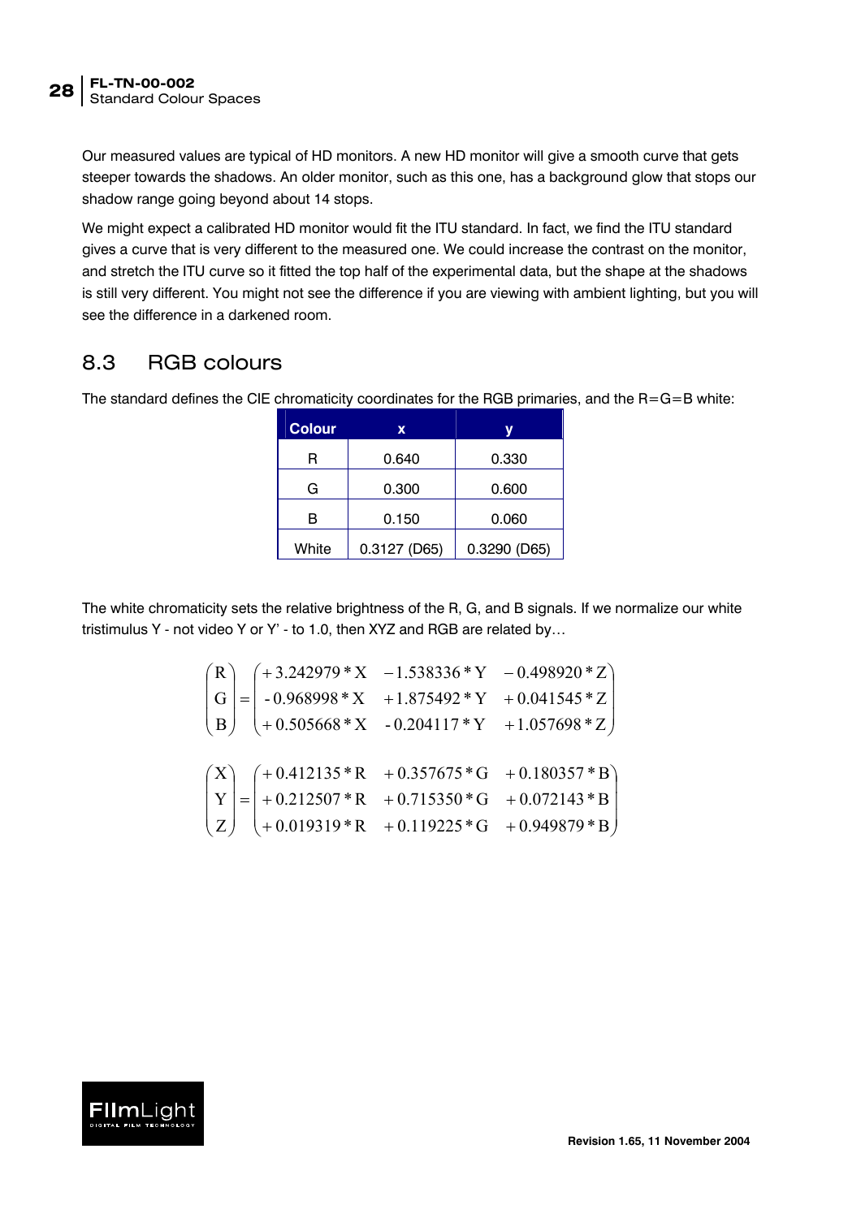Our measured values are typical of HD monitors. A new HD monitor will give a smooth curve that gets steeper towards the shadows. An older monitor, such as this one, has a background glow that stops our shadow range going beyond about 14 stops.

We might expect a calibrated HD monitor would fit the ITU standard. In fact, we find the ITU standard gives a curve that is very different to the measured one. We could increase the contrast on the monitor, and stretch the ITU curve so it fitted the top half of the experimental data, but the shape at the shadows is still very different. You might not see the difference if you are viewing with ambient lighting, but you will see the difference in a darkened room.

## 8.3 RGB colours

The standard defines the CIE chromaticity coordinates for the RGB primaries, and the R=G=B white:

| Colour | x | y |
|---|---|---|
| R | 0.640 | 0.330 |
| G | 0.300 | 0.600 |
| B | 0.150 | 0.060 |
| White | 0.3127 (D65) | 0.3290 (D65) |

The white chromaticity sets the relative brightness of the R, G, and B signals. If we normalize our white tristimulus Y - not video Y or Y' - to 1.0, then XYZ and RGB are related by…

$$\begin{pmatrix} R \\ G \\ B \end{pmatrix} = \begin{pmatrix} +3.242979 * X & -1.538336 * Y & -0.498920 * Z \\ -0.968998 * X & +1.875492 * Y & +0.041545 * Z \\ +0.505668 * X & -0.204117 * Y & +1.057698 * Z \end{pmatrix}$$

$$\begin{pmatrix} X \\ Y \\ Z \end{pmatrix} = \begin{pmatrix} +0.412135 * R & +0.357675 * G & +0.180357 * B \\ +0.212507 * R & +0.715350 * G & +0.072143 * B \\ +0.019319 * R & +0.119225 * G & +0.949879 * B \end{pmatrix}$$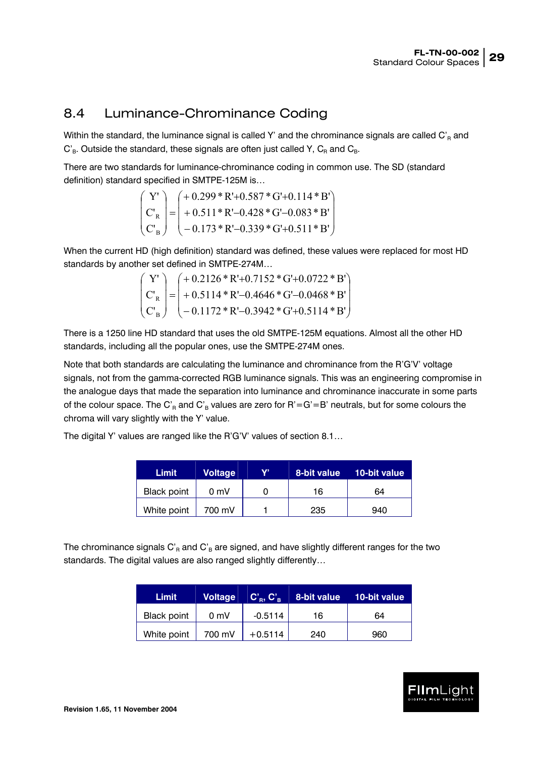## 8.4 Luminance-Chrominance Coding

Within the standard, the luminance signal is called Y' and the chrominance signals are called $C'_R$ and $C'_B$. Outside the standard, these signals are often just called Y, $C_R$ and $C_B$.

There are two standards for luminance-chrominance coding in common use. The SD (standard definition) standard specified in SMTPE-125M is…

$$\begin{pmatrix} Y' \\ C'_R \\ C'_B \end{pmatrix} = \begin{pmatrix} +0.299 * R' + 0.587 * G' + 0.114 * B' \\ +0.511 * R' - 0.428 * G' - 0.083 * B' \\ -0.173 * R' - 0.339 * G' + 0.511 * B' \end{pmatrix}$$

When the current HD (high definition) standard was defined, these values were replaced for most HD standards by another set defined in SMTPE-274M…

$$\begin{pmatrix} Y' \\ C'_R \\ C'_B \end{pmatrix} = \begin{pmatrix} +0.2126 * R' + 0.7152 * G' + 0.0722 * B' \\ +0.5114 * R' - 0.4646 * G' - 0.0468 * B' \\ -0.1172 * R' - 0.3942 * G' + 0.5114 * B' \end{pmatrix}$$

There is a 1250 line HD standard that uses the old SMTPE-125M equations. Almost all the other HD standards, including all the popular ones, use the SMTPE-274M ones.

Note that both standards are calculating the luminance and chrominance from the R'G'V' voltage signals, not from the gamma-corrected RGB luminance signals. This was an engineering compromise in the analogue days that made the separation into luminance and chrominance inaccurate in some parts of the colour space. The $C'_R$ and $C'_B$ values are zero for R'=G'=B' neutrals, but for some colours the chroma will vary slightly with the Y' value.

The digital Y' values are ranged like the R'G'V' values of section 8.1…

| Limit | Voltage | Y' | 8-bit value | 10-bit value |
|---|---|---|---|---|
| Black point | 0 mV | 0 | 16 | 64 |
| White point | 700 mV | 1 | 235 | 940 |

The chrominance signals $C'_R$ and $C'_B$ are signed, and have slightly different ranges for the two standards. The digital values are also ranged slightly differently…

| Limit | Voltage | $C'_R$, $C'_B$ | 8-bit value | 10-bit value |
|---|---|---|---|---|
| Black point | 0 mV | -0.5114 | 16 | 64 |
| White point | 700 mV | +0.5114 | 240 | 960 |

Revision 1.65, 11 November 2004